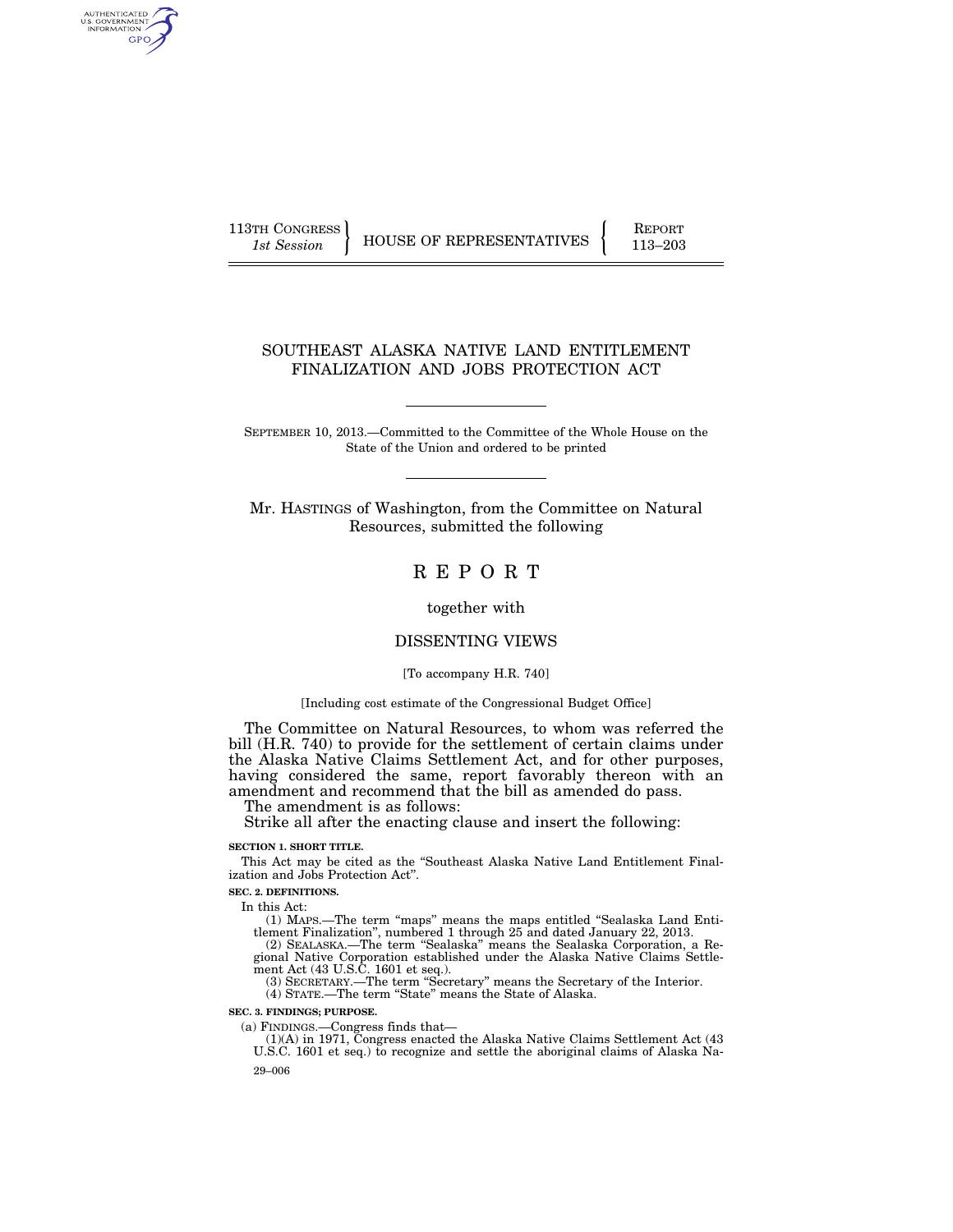113TH CONGRESS
*1st Session*

HOUSE OF REPRESENTATIVES

REPORT
113–203

# SOUTHEAST ALASKA NATIVE LAND ENTITLEMENT FINALIZATION AND JOBS PROTECTION ACT

SEPTEMBER 10, 2013.—Committed to the Committee of the Whole House on the State of the Union and ordered to be printed

Mr. HASTINGS of Washington, from the Committee on Natural Resources, submitted the following

# R E P O R T

together with

## DISSENTING VIEWS

[To accompany H.R. 740]

[Including cost estimate of the Congressional Budget Office]

The Committee on Natural Resources, to whom was referred the bill (H.R. 740) to provide for the settlement of certain claims under the Alaska Native Claims Settlement Act, and for other purposes, having considered the same, report favorably thereon with an amendment and recommend that the bill as amended do pass.

The amendment is as follows:

Strike all after the enacting clause and insert the following:

**SECTION 1. SHORT TITLE.**

This Act may be cited as the "Southeast Alaska Native Land Entitlement Finalization and Jobs Protection Act".

**SEC. 2. DEFINITIONS.**

In this Act:

(1) MAPS.—The term "maps" means the maps entitled "Sealaska Land Entitlement Finalization", numbered 1 through 25 and dated January 22, 2013.

(2) SEALASKA.—The term "Sealaska" means the Sealaska Corporation, a Regional Native Corporation established under the Alaska Native Claims Settlement Act (43 U.S.C. 1601 et seq.).

(3) SECRETARY.—The term "Secretary" means the Secretary of the Interior.

(4) STATE.—The term "State" means the State of Alaska.

**SEC. 3. FINDINGS; PURPOSE.**

(a) FINDINGS.—Congress finds that—

(1)(A) in 1971, Congress enacted the Alaska Native Claims Settlement Act (43 U.S.C. 1601 et seq.) to recognize and settle the aboriginal claims of Alaska Na-

29–006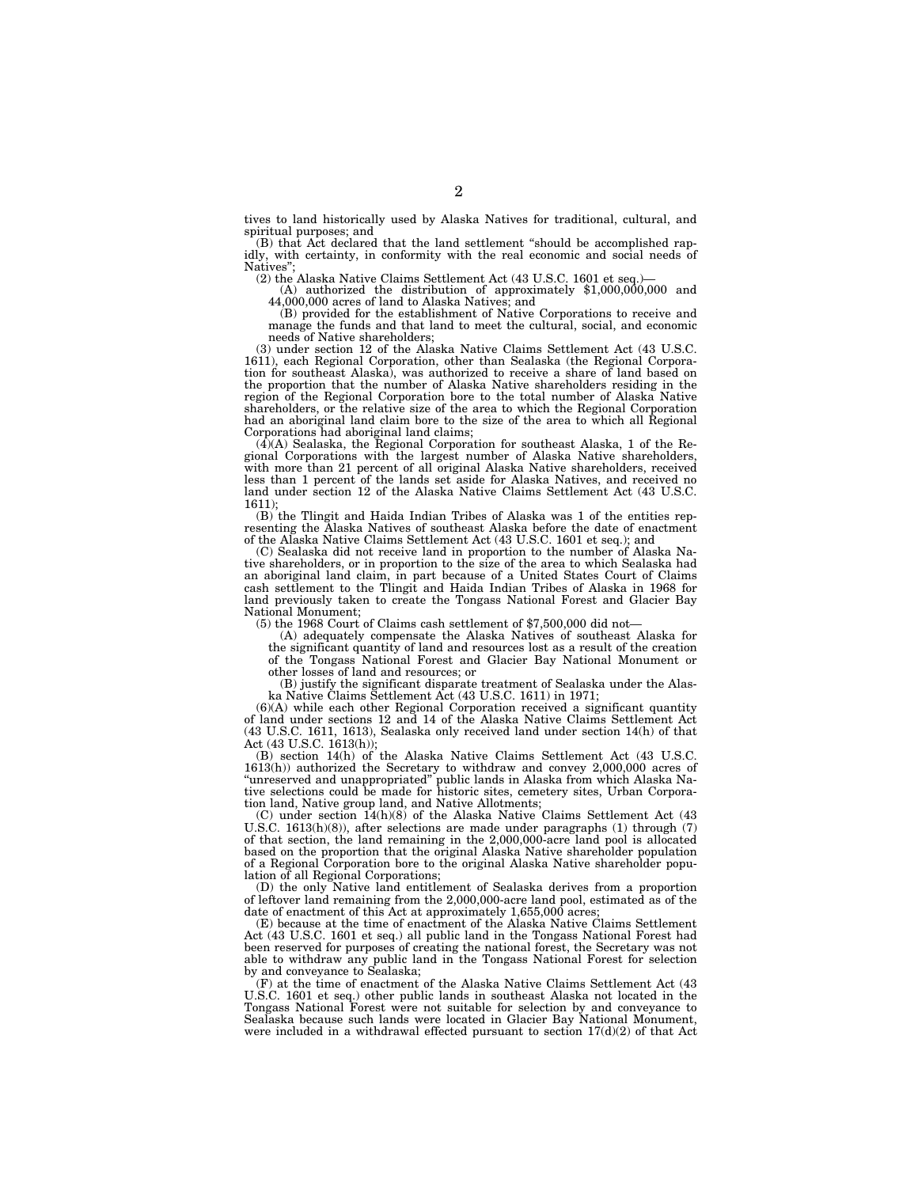tives to land historically used by Alaska Natives for traditional, cultural, and spiritual purposes; and

(B) that Act declared that the land settlement "should be accomplished rapidly, with certainty, in conformity with the real economic and social needs of Natives";

(2) the Alaska Native Claims Settlement Act (43 U.S.C. 1601 et seq.)—

(A) authorized the distribution of approximately $1,000,000,000 and 44,000,000 acres of land to Alaska Natives; and

(B) provided for the establishment of Native Corporations to receive and manage the funds and that land to meet the cultural, social, and economic needs of Native shareholders;

(3) under section 12 of the Alaska Native Claims Settlement Act (43 U.S.C. 1611), each Regional Corporation, other than Sealaska (the Regional Corporation for southeast Alaska), was authorized to receive a share of land based on the proportion that the number of Alaska Native shareholders residing in the region of the Regional Corporation bore to the total number of Alaska Native shareholders, or the relative size of the area to which the Regional Corporation had an aboriginal land claim bore to the size of the area to which all Regional Corporations had aboriginal land claims;

(4)(A) Sealaska, the Regional Corporation for southeast Alaska, 1 of the Regional Corporations with the largest number of Alaska Native shareholders, with more than 21 percent of all original Alaska Native shareholders, received less than 1 percent of the lands set aside for Alaska Natives, and received no land under section 12 of the Alaska Native Claims Settlement Act (43 U.S.C. 1611);

(B) the Tlingit and Haida Indian Tribes of Alaska was 1 of the entities representing the Alaska Natives of southeast Alaska before the date of enactment of the Alaska Native Claims Settlement Act (43 U.S.C. 1601 et seq.); and

(C) Sealaska did not receive land in proportion to the number of Alaska Native shareholders, or in proportion to the size of the area to which Sealaska had an aboriginal land claim, in part because of a United States Court of Claims cash settlement to the Tlingit and Haida Indian Tribes of Alaska in 1968 for land previously taken to create the Tongass National Forest and Glacier Bay National Monument;

(5) the 1968 Court of Claims cash settlement of $7,500,000 did not—

(A) adequately compensate the Alaska Natives of southeast Alaska for the significant quantity of land and resources lost as a result of the creation of the Tongass National Forest and Glacier Bay National Monument or other losses of land and resources; or

(B) justify the significant disparate treatment of Sealaska under the Alaska Native Claims Settlement Act (43 U.S.C. 1611) in 1971;

(6)(A) while each other Regional Corporation received a significant quantity of land under sections 12 and 14 of the Alaska Native Claims Settlement Act (43 U.S.C. 1611, 1613), Sealaska only received land under section 14(h) of that Act (43 U.S.C. 1613(h));

(B) section 14(h) of the Alaska Native Claims Settlement Act (43 U.S.C. 1613(h)) authorized the Secretary to withdraw and convey 2,000,000 acres of "unreserved and unappropriated" public lands in Alaska from which Alaska Native selections could be made for historic sites, cemetery sites, Urban Corporation land, Native group land, and Native Allotments;

(C) under section 14(h)(8) of the Alaska Native Claims Settlement Act (43 U.S.C. 1613(h)(8)), after selections are made under paragraphs (1) through (7) of that section, the land remaining in the 2,000,000-acre land pool is allocated based on the proportion that the original Alaska Native shareholder population of a Regional Corporation bore to the original Alaska Native shareholder population of all Regional Corporations;

(D) the only Native land entitlement of Sealaska derives from a proportion of leftover land remaining from the 2,000,000-acre land pool, estimated as of the date of enactment of this Act at approximately 1,655,000 acres;

(E) because at the time of enactment of the Alaska Native Claims Settlement Act (43 U.S.C. 1601 et seq.) all public land in the Tongass National Forest had been reserved for purposes of creating the national forest, the Secretary was not able to withdraw any public land in the Tongass National Forest for selection by and conveyance to Sealaska;

(F) at the time of enactment of the Alaska Native Claims Settlement Act (43 U.S.C. 1601 et seq.) other public lands in southeast Alaska not located in the Tongass National Forest were not suitable for selection by and conveyance to Sealaska because such lands were located in Glacier Bay National Monument, were included in a withdrawal effected pursuant to section 17(d)(2) of that Act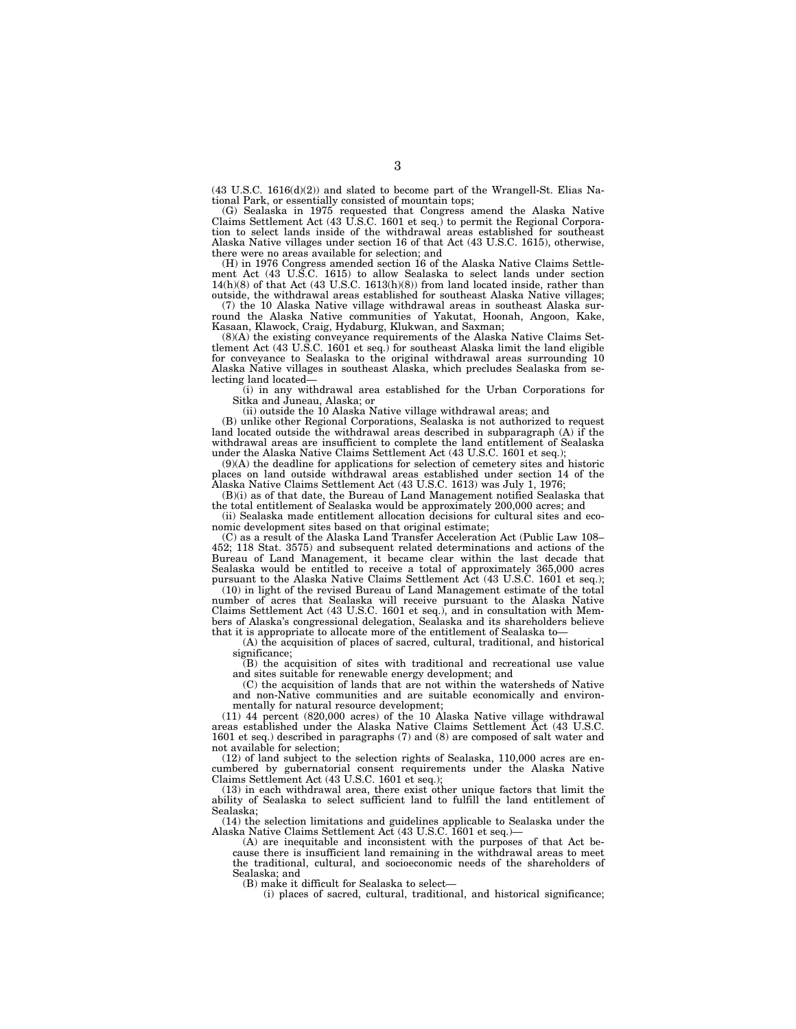(43 U.S.C. 1616(d)(2)) and slated to become part of the Wrangell-St. Elias National Park, or essentially consisted of mountain tops;

(G) Sealaska in 1975 requested that Congress amend the Alaska Native Claims Settlement Act (43 U.S.C. 1601 et seq.) to permit the Regional Corporation to select lands inside of the withdrawal areas established for southeast Alaska Native villages under section 16 of that Act (43 U.S.C. 1615), otherwise, there were no areas available for selection; and

(H) in 1976 Congress amended section 16 of the Alaska Native Claims Settlement Act (43 U.S.C. 1615) to allow Sealaska to select lands under section 14(h)(8) of that Act (43 U.S.C. 1613(h)(8)) from land located inside, rather than outside, the withdrawal areas established for southeast Alaska Native villages;

(7) the 10 Alaska Native village withdrawal areas in southeast Alaska surround the Alaska Native communities of Yakutat, Hoonah, Angoon, Kake, Kasaan, Klawock, Craig, Hydaburg, Klukwan, and Saxman;

(8)(A) the existing conveyance requirements of the Alaska Native Claims Settlement Act (43 U.S.C. 1601 et seq.) for southeast Alaska limit the land eligible for conveyance to Sealaska to the original withdrawal areas surrounding 10 Alaska Native villages in southeast Alaska, which precludes Sealaska from selecting land located—

(i) in any withdrawal area established for the Urban Corporations for Sitka and Juneau, Alaska; or

(ii) outside the 10 Alaska Native village withdrawal areas; and

(B) unlike other Regional Corporations, Sealaska is not authorized to request land located outside the withdrawal areas described in subparagraph (A) if the withdrawal areas are insufficient to complete the land entitlement of Sealaska under the Alaska Native Claims Settlement Act (43 U.S.C. 1601 et seq.);

(9)(A) the deadline for applications for selection of cemetery sites and historic places on land outside withdrawal areas established under section 14 of the Alaska Native Claims Settlement Act (43 U.S.C. 1613) was July 1, 1976;

(B)(i) as of that date, the Bureau of Land Management notified Sealaska that the total entitlement of Sealaska would be approximately 200,000 acres; and

(ii) Sealaska made entitlement allocation decisions for cultural sites and economic development sites based on that original estimate;

(C) as a result of the Alaska Land Transfer Acceleration Act (Public Law 108–452; 118 Stat. 3575) and subsequent related determinations and actions of the Bureau of Land Management, it became clear within the last decade that Sealaska would be entitled to receive a total of approximately 365,000 acres pursuant to the Alaska Native Claims Settlement Act (43 U.S.C. 1601 et seq.);

(10) in light of the revised Bureau of Land Management estimate of the total number of acres that Sealaska will receive pursuant to the Alaska Native Claims Settlement Act (43 U.S.C. 1601 et seq.), and in consultation with Members of Alaska's congressional delegation, Sealaska and its shareholders believe that it is appropriate to allocate more of the entitlement of Sealaska to—

(A) the acquisition of places of sacred, cultural, traditional, and historical significance;

(B) the acquisition of sites with traditional and recreational use value and sites suitable for renewable energy development; and

(C) the acquisition of lands that are not within the watersheds of Native and non-Native communities and are suitable economically and environmentally for natural resource development;

(11) 44 percent (820,000 acres) of the 10 Alaska Native village withdrawal areas established under the Alaska Native Claims Settlement Act (43 U.S.C. 1601 et seq.) described in paragraphs (7) and (8) are composed of salt water and not available for selection;

(12) of land subject to the selection rights of Sealaska, 110,000 acres are encumbered by gubernatorial consent requirements under the Alaska Native Claims Settlement Act (43 U.S.C. 1601 et seq.);

(13) in each withdrawal area, there exist other unique factors that limit the ability of Sealaska to select sufficient land to fulfill the land entitlement of Sealaska;

(14) the selection limitations and guidelines applicable to Sealaska under the Alaska Native Claims Settlement Act (43 U.S.C. 1601 et seq.)—

(A) are inequitable and inconsistent with the purposes of that Act because there is insufficient land remaining in the withdrawal areas to meet the traditional, cultural, and socioeconomic needs of the shareholders of Sealaska; and

(B) make it difficult for Sealaska to select—

(i) places of sacred, cultural, traditional, and historical significance;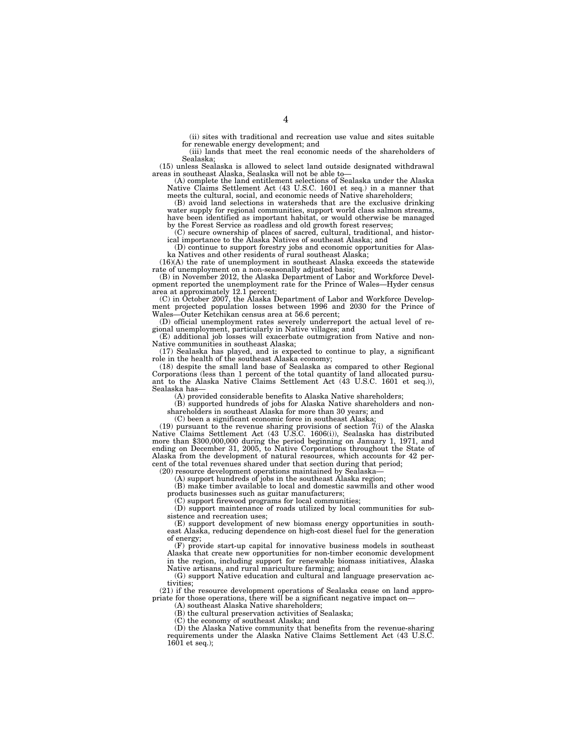(ii) sites with traditional and recreation use value and sites suitable for renewable energy development; and

(iii) lands that meet the real economic needs of the shareholders of Sealaska;

(15) unless Sealaska is allowed to select land outside designated withdrawal areas in southeast Alaska, Sealaska will not be able to—

(A) complete the land entitlement selections of Sealaska under the Alaska Native Claims Settlement Act (43 U.S.C. 1601 et seq.) in a manner that meets the cultural, social, and economic needs of Native shareholders;

(B) avoid land selections in watersheds that are the exclusive drinking water supply for regional communities, support world class salmon streams, have been identified as important habitat, or would otherwise be managed by the Forest Service as roadless and old growth forest reserves;

(C) secure ownership of places of sacred, cultural, traditional, and historical importance to the Alaska Natives of southeast Alaska; and

(D) continue to support forestry jobs and economic opportunities for Alaska Natives and other residents of rural southeast Alaska;

(16)(A) the rate of unemployment in southeast Alaska exceeds the statewide rate of unemployment on a non-seasonally adjusted basis;

(B) in November 2012, the Alaska Department of Labor and Workforce Development reported the unemployment rate for the Prince of Wales—Hyder census area at approximately 12.1 percent;

(C) in October 2007, the Alaska Department of Labor and Workforce Development projected population losses between 1996 and 2030 for the Prince of Wales—Outer Ketchikan census area at 56.6 percent;

(D) official unemployment rates severely underreport the actual level of regional unemployment, particularly in Native villages; and

(E) additional job losses will exacerbate outmigration from Native and non-Native communities in southeast Alaska;

(17) Sealaska has played, and is expected to continue to play, a significant role in the health of the southeast Alaska economy;

(18) despite the small land base of Sealaska as compared to other Regional Corporations (less than 1 percent of the total quantity of land allocated pursuant to the Alaska Native Claims Settlement Act (43 U.S.C. 1601 et seq.)), Sealaska has—

(A) provided considerable benefits to Alaska Native shareholders;

(B) supported hundreds of jobs for Alaska Native shareholders and non-shareholders in southeast Alaska for more than 30 years; and

(C) been a significant economic force in southeast Alaska;

(19) pursuant to the revenue sharing provisions of section 7(i) of the Alaska Native Claims Settlement Act (43 U.S.C. 1606(i)), Sealaska has distributed more than $300,000,000 during the period beginning on January 1, 1971, and ending on December 31, 2005, to Native Corporations throughout the State of Alaska from the development of natural resources, which accounts for 42 percent of the total revenues shared under that section during that period;

(20) resource development operations maintained by Sealaska—

(A) support hundreds of jobs in the southeast Alaska region;

(B) make timber available to local and domestic sawmills and other wood products businesses such as guitar manufacturers;

(C) support firewood programs for local communities;

(D) support maintenance of roads utilized by local communities for subsistence and recreation uses;

(E) support development of new biomass energy opportunities in southeast Alaska, reducing dependence on high-cost diesel fuel for the generation of energy;

(F) provide start-up capital for innovative business models in southeast Alaska that create new opportunities for non-timber economic development in the region, including support for renewable biomass initiatives, Alaska Native artisans, and rural mariculture farming; and

(G) support Native education and cultural and language preservation activities;

(21) if the resource development operations of Sealaska cease on land appropriate for those operations, there will be a significant negative impact on—

(A) southeast Alaska Native shareholders;

(B) the cultural preservation activities of Sealaska;

(C) the economy of southeast Alaska; and

(D) the Alaska Native community that benefits from the revenue-sharing requirements under the Alaska Native Claims Settlement Act (43 U.S.C. 1601 et seq.);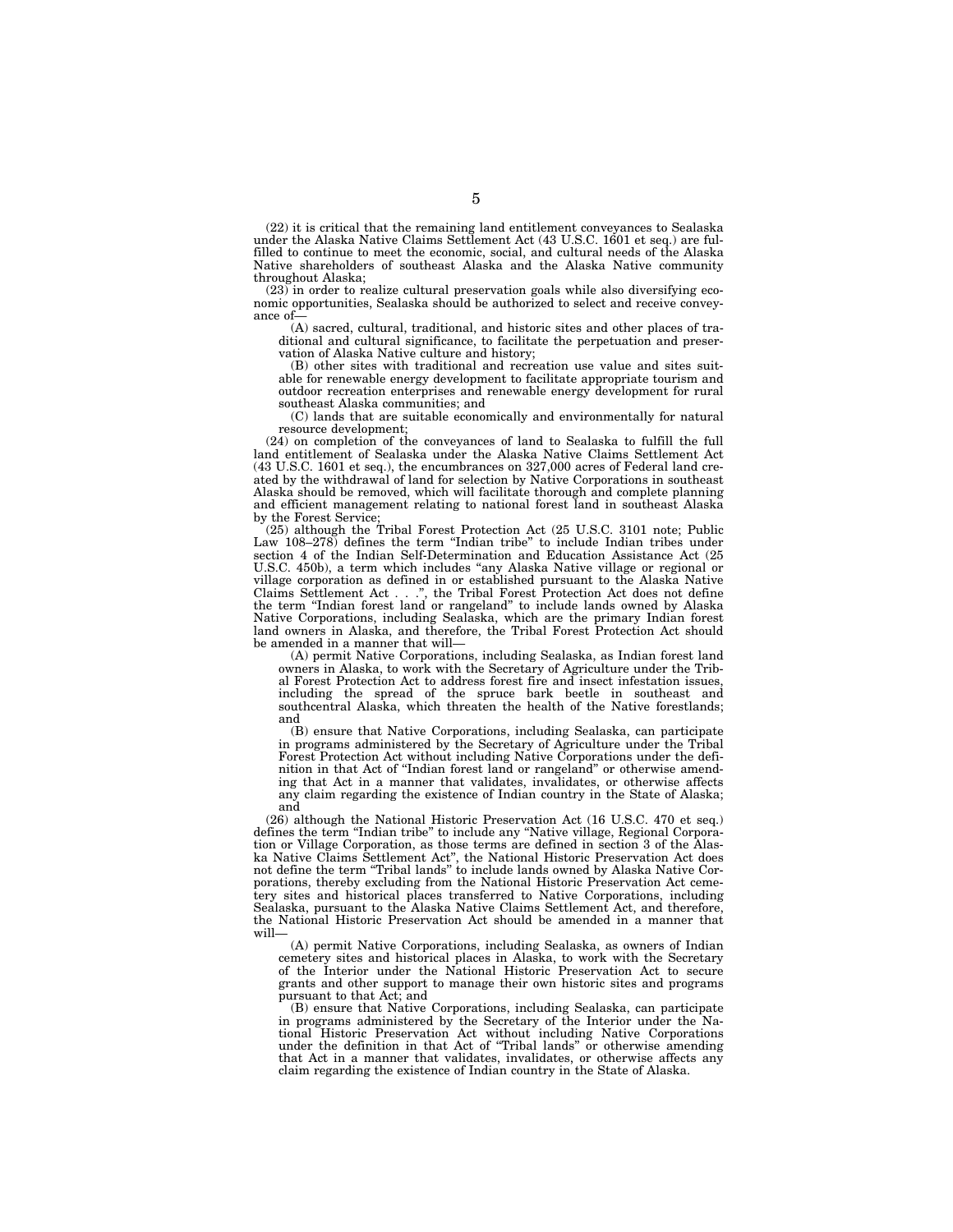(22) it is critical that the remaining land entitlement conveyances to Sealaska under the Alaska Native Claims Settlement Act (43 U.S.C. 1601 et seq.) are fulfilled to continue to meet the economic, social, and cultural needs of the Alaska Native shareholders of southeast Alaska and the Alaska Native community throughout Alaska;

(23) in order to realize cultural preservation goals while also diversifying economic opportunities, Sealaska should be authorized to select and receive conveyance of—

(A) sacred, cultural, traditional, and historic sites and other places of traditional and cultural significance, to facilitate the perpetuation and preservation of Alaska Native culture and history;

(B) other sites with traditional and recreation use value and sites suitable for renewable energy development to facilitate appropriate tourism and outdoor recreation enterprises and renewable energy development for rural southeast Alaska communities; and

(C) lands that are suitable economically and environmentally for natural resource development;

(24) on completion of the conveyances of land to Sealaska to fulfill the full land entitlement of Sealaska under the Alaska Native Claims Settlement Act (43 U.S.C. 1601 et seq.), the encumbrances on 327,000 acres of Federal land created by the withdrawal of land for selection by Native Corporations in southeast Alaska should be removed, which will facilitate thorough and complete planning and efficient management relating to national forest land in southeast Alaska by the Forest Service;

(25) although the Tribal Forest Protection Act (25 U.S.C. 3101 note; Public Law 108–278) defines the term "Indian tribe" to include Indian tribes under section 4 of the Indian Self-Determination and Education Assistance Act (25 U.S.C. 450b), a term which includes "any Alaska Native village or regional or village corporation as defined in or established pursuant to the Alaska Native Claims Settlement Act . . .", the Tribal Forest Protection Act does not define the term "Indian forest land or rangeland" to include lands owned by Alaska Native Corporations, including Sealaska, which are the primary Indian forest land owners in Alaska, and therefore, the Tribal Forest Protection Act should be amended in a manner that will—

(A) permit Native Corporations, including Sealaska, as Indian forest land owners in Alaska, to work with the Secretary of Agriculture under the Tribal Forest Protection Act to address forest fire and insect infestation issues, including the spread of the spruce bark beetle in southeast and southcentral Alaska, which threaten the health of the Native forestlands; and

(B) ensure that Native Corporations, including Sealaska, can participate in programs administered by the Secretary of Agriculture under the Tribal Forest Protection Act without including Native Corporations under the definition in that Act of "Indian forest land or rangeland" or otherwise amending that Act in a manner that validates, invalidates, or otherwise affects any claim regarding the existence of Indian country in the State of Alaska; and

(26) although the National Historic Preservation Act (16 U.S.C. 470 et seq.) defines the term "Indian tribe" to include any "Native village, Regional Corporation or Village Corporation, as those terms are defined in section 3 of the Alaska Native Claims Settlement Act", the National Historic Preservation Act does not define the term "Tribal lands" to include lands owned by Alaska Native Corporations, thereby excluding from the National Historic Preservation Act cemetery sites and historical places transferred to Native Corporations, including Sealaska, pursuant to the Alaska Native Claims Settlement Act, and therefore, the National Historic Preservation Act should be amended in a manner that will—

(A) permit Native Corporations, including Sealaska, as owners of Indian cemetery sites and historical places in Alaska, to work with the Secretary of the Interior under the National Historic Preservation Act to secure grants and other support to manage their own historic sites and programs pursuant to that Act; and

(B) ensure that Native Corporations, including Sealaska, can participate in programs administered by the Secretary of the Interior under the National Historic Preservation Act without including Native Corporations under the definition in that Act of "Tribal lands" or otherwise amending that Act in a manner that validates, invalidates, or otherwise affects any claim regarding the existence of Indian country in the State of Alaska.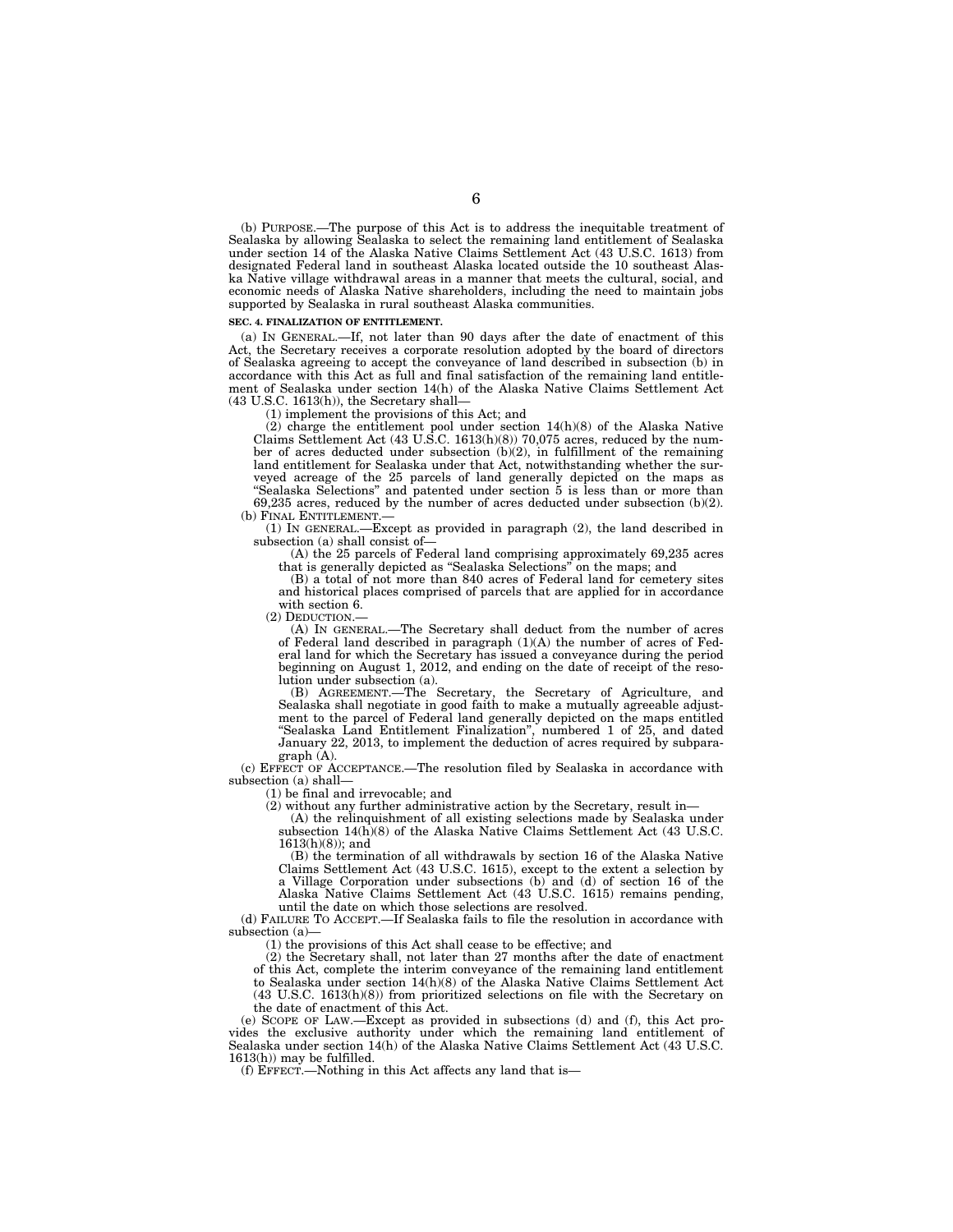(b) PURPOSE.—The purpose of this Act is to address the inequitable treatment of Sealaska by allowing Sealaska to select the remaining land entitlement of Sealaska under section 14 of the Alaska Native Claims Settlement Act (43 U.S.C. 1613) from designated Federal land in southeast Alaska located outside the 10 southeast Alaska Native village withdrawal areas in a manner that meets the cultural, social, and economic needs of Alaska Native shareholders, including the need to maintain jobs supported by Sealaska in rural southeast Alaska communities.

**SEC. 4. FINALIZATION OF ENTITLEMENT.**

(a) IN GENERAL.—If, not later than 90 days after the date of enactment of this Act, the Secretary receives a corporate resolution adopted by the board of directors of Sealaska agreeing to accept the conveyance of land described in subsection (b) in accordance with this Act as full and final satisfaction of the remaining land entitlement of Sealaska under section 14(h) of the Alaska Native Claims Settlement Act (43 U.S.C. 1613(h)), the Secretary shall—

(1) implement the provisions of this Act; and

(2) charge the entitlement pool under section 14(h)(8) of the Alaska Native Claims Settlement Act (43 U.S.C. 1613(h)(8)) 70,075 acres, reduced by the number of acres deducted under subsection (b)(2), in fulfillment of the remaining land entitlement for Sealaska under that Act, notwithstanding whether the surveyed acreage of the 25 parcels of land generally depicted on the maps as "Sealaska Selections" and patented under section 5 is less than or more than 69,235 acres, reduced by the number of acres deducted under subsection (b)(2).

(b) FINAL ENTITLEMENT.—

(1) IN GENERAL.—Except as provided in paragraph (2), the land described in subsection (a) shall consist of—

(A) the 25 parcels of Federal land comprising approximately 69,235 acres that is generally depicted as "Sealaska Selections" on the maps; and

(B) a total of not more than 840 acres of Federal land for cemetery sites and historical places comprised of parcels that are applied for in accordance with section 6.

(2) DEDUCTION.—

(A) IN GENERAL.—The Secretary shall deduct from the number of acres of Federal land described in paragraph (1)(A) the number of acres of Federal land for which the Secretary has issued a conveyance during the period beginning on August 1, 2012, and ending on the date of receipt of the resolution under subsection (a).

(B) AGREEMENT.—The Secretary, the Secretary of Agriculture, and Sealaska shall negotiate in good faith to make a mutually agreeable adjustment to the parcel of Federal land generally depicted on the maps entitled "Sealaska Land Entitlement Finalization", numbered 1 of 25, and dated January 22, 2013, to implement the deduction of acres required by subparagraph (A).

(c) EFFECT OF ACCEPTANCE.—The resolution filed by Sealaska in accordance with subsection (a) shall—

(1) be final and irrevocable; and

(2) without any further administrative action by the Secretary, result in—

(A) the relinquishment of all existing selections made by Sealaska under subsection 14(h)(8) of the Alaska Native Claims Settlement Act (43 U.S.C. 1613(h)(8)); and

(B) the termination of all withdrawals by section 16 of the Alaska Native Claims Settlement Act (43 U.S.C. 1615), except to the extent a selection by a Village Corporation under subsections (b) and (d) of section 16 of the Alaska Native Claims Settlement Act (43 U.S.C. 1615) remains pending, until the date on which those selections are resolved.

(d) FAILURE TO ACCEPT.—If Sealaska fails to file the resolution in accordance with subsection (a)—

(1) the provisions of this Act shall cease to be effective; and

(2) the Secretary shall, not later than 27 months after the date of enactment of this Act, complete the interim conveyance of the remaining land entitlement to Sealaska under section 14(h)(8) of the Alaska Native Claims Settlement Act (43 U.S.C. 1613(h)(8)) from prioritized selections on file with the Secretary on the date of enactment of this Act.

(e) SCOPE OF LAW.—Except as provided in subsections (d) and (f), this Act provides the exclusive authority under which the remaining land entitlement of Sealaska under section 14(h) of the Alaska Native Claims Settlement Act (43 U.S.C. 1613(h)) may be fulfilled.

(f) EFFECT.—Nothing in this Act affects any land that is—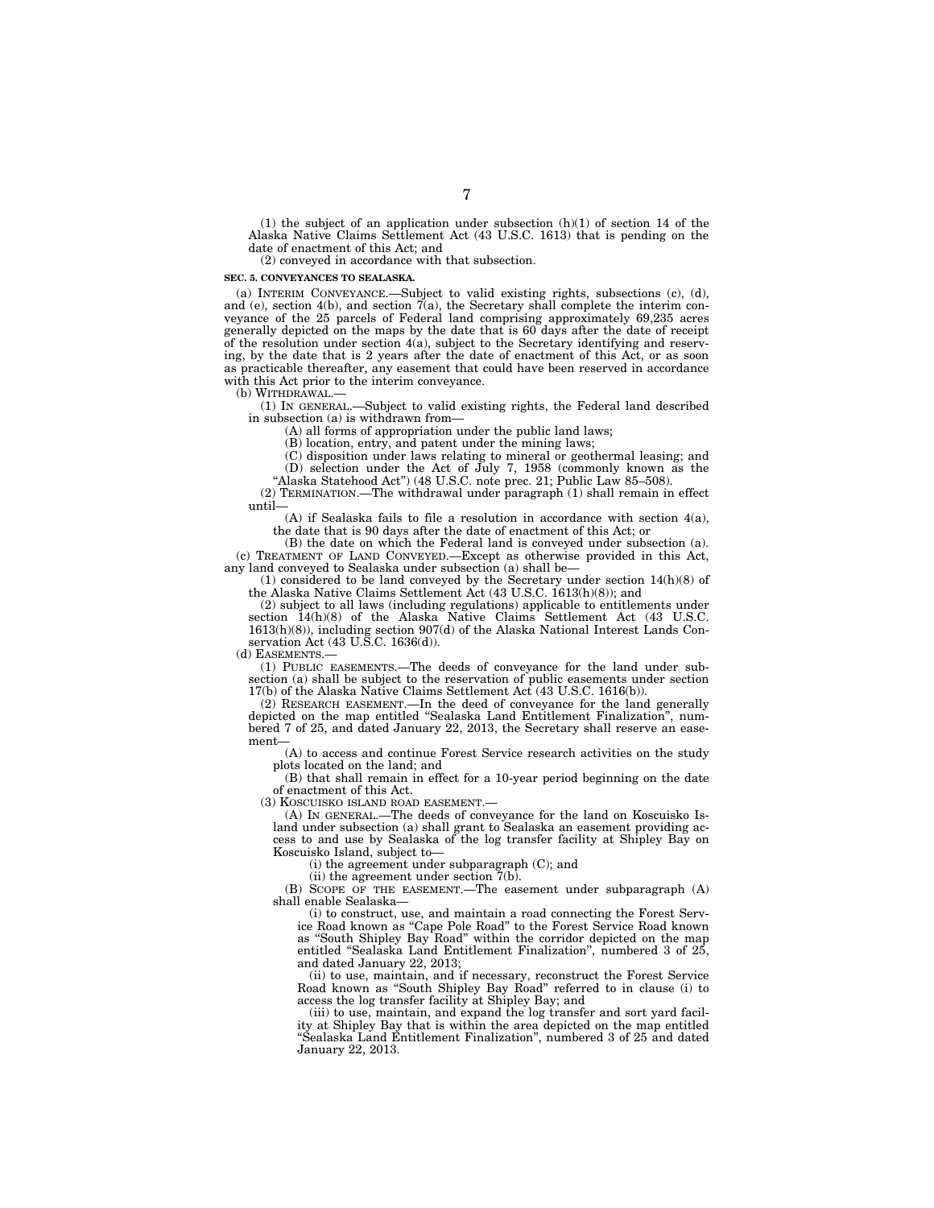(1) the subject of an application under subsection (h)(1) of section 14 of the Alaska Native Claims Settlement Act (43 U.S.C. 1613) that is pending on the date of enactment of this Act; and

(2) conveyed in accordance with that subsection.

**SEC. 5. CONVEYANCES TO SEALASKA.**

(a) INTERIM CONVEYANCE.—Subject to valid existing rights, subsections (c), (d), and (e), section 4(b), and section 7(a), the Secretary shall complete the interim conveyance of the 25 parcels of Federal land comprising approximately 69,235 acres generally depicted on the maps by the date that is 60 days after the date of receipt of the resolution under section 4(a), subject to the Secretary identifying and reserving, by the date that is 2 years after the date of enactment of this Act, or as soon as practicable thereafter, any easement that could have been reserved in accordance with this Act prior to the interim conveyance.

(b) WITHDRAWAL.—

(1) IN GENERAL.—Subject to valid existing rights, the Federal land described in subsection (a) is withdrawn from—

(A) all forms of appropriation under the public land laws;

(B) location, entry, and patent under the mining laws;

(C) disposition under laws relating to mineral or geothermal leasing; and

(D) selection under the Act of July 7, 1958 (commonly known as the "Alaska Statehood Act") (48 U.S.C. note prec. 21; Public Law 85–508).

(2) TERMINATION.—The withdrawal under paragraph (1) shall remain in effect until—

(A) if Sealaska fails to file a resolution in accordance with section 4(a), the date that is 90 days after the date of enactment of this Act; or

(B) the date on which the Federal land is conveyed under subsection (a).

(c) TREATMENT OF LAND CONVEYED.—Except as otherwise provided in this Act, any land conveyed to Sealaska under subsection (a) shall be—

(1) considered to be land conveyed by the Secretary under section 14(h)(8) of the Alaska Native Claims Settlement Act (43 U.S.C. 1613(h)(8)); and

(2) subject to all laws (including regulations) applicable to entitlements under section 14(h)(8) of the Alaska Native Claims Settlement Act (43 U.S.C. 1613(h)(8)), including section 907(d) of the Alaska National Interest Lands Conservation Act (43 U.S.C. 1636(d)).

(d) EASEMENTS.—

(1) PUBLIC EASEMENTS.—The deeds of conveyance for the land under subsection (a) shall be subject to the reservation of public easements under section 17(b) of the Alaska Native Claims Settlement Act (43 U.S.C. 1616(b)).

(2) RESEARCH EASEMENT.—In the deed of conveyance for the land generally depicted on the map entitled "Sealaska Land Entitlement Finalization", numbered 7 of 25, and dated January 22, 2013, the Secretary shall reserve an easement—

(A) to access and continue Forest Service research activities on the study plots located on the land; and

(B) that shall remain in effect for a 10-year period beginning on the date of enactment of this Act.

(3) KOSCUISKO ISLAND ROAD EASEMENT.—

(A) IN GENERAL.—The deeds of conveyance for the land on Koscuisko Island under subsection (a) shall grant to Sealaska an easement providing access to and use by Sealaska of the log transfer facility at Shipley Bay on Koscuisko Island, subject to—

(i) the agreement under subparagraph (C); and

(ii) the agreement under section 7(b).

(B) SCOPE OF THE EASEMENT.—The easement under subparagraph (A) shall enable Sealaska—

(i) to construct, use, and maintain a road connecting the Forest Service Road known as "Cape Pole Road" to the Forest Service Road known as "South Shipley Bay Road" within the corridor depicted on the map entitled "Sealaska Land Entitlement Finalization", numbered 3 of 25, and dated January 22, 2013;

(ii) to use, maintain, and if necessary, reconstruct the Forest Service Road known as "South Shipley Bay Road" referred to in clause (i) to access the log transfer facility at Shipley Bay; and

(iii) to use, maintain, and expand the log transfer and sort yard facility at Shipley Bay that is within the area depicted on the map entitled "Sealaska Land Entitlement Finalization", numbered 3 of 25 and dated January 22, 2013.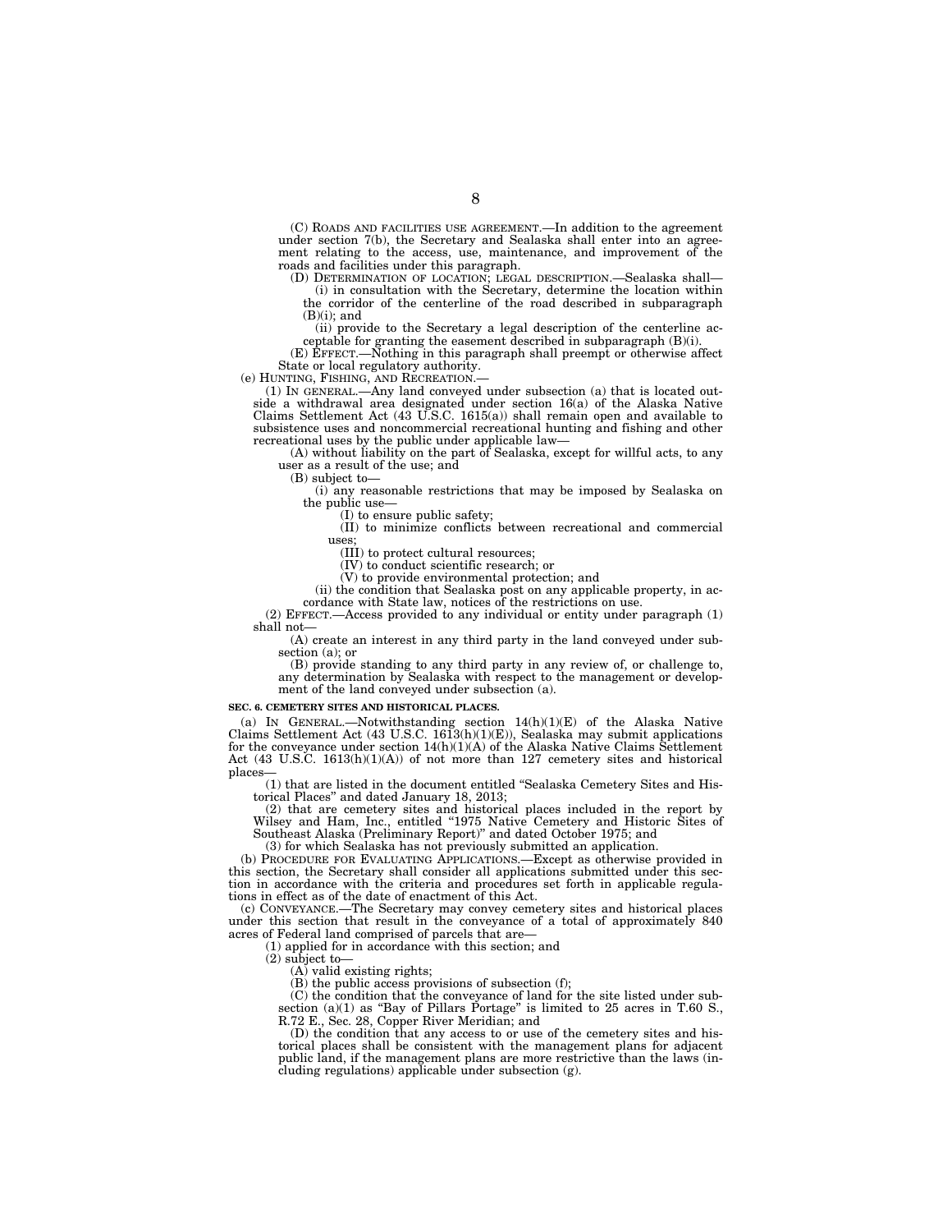(C) ROADS AND FACILITIES USE AGREEMENT.—In addition to the agreement under section 7(b), the Secretary and Sealaska shall enter into an agreement relating to the access, use, maintenance, and improvement of the roads and facilities under this paragraph.

(D) DETERMINATION OF LOCATION; LEGAL DESCRIPTION.—Sealaska shall—

(i) in consultation with the Secretary, determine the location within the corridor of the centerline of the road described in subparagraph (B)(i); and

(ii) provide to the Secretary a legal description of the centerline acceptable for granting the easement described in subparagraph (B)(i).

(E) EFFECT.—Nothing in this paragraph shall preempt or otherwise affect State or local regulatory authority.

(e) HUNTING, FISHING, AND RECREATION.—

(1) IN GENERAL.—Any land conveyed under subsection (a) that is located outside a withdrawal area designated under section 16(a) of the Alaska Native Claims Settlement Act (43 U.S.C. 1615(a)) shall remain open and available to subsistence uses and noncommercial recreational hunting and fishing and other recreational uses by the public under applicable law—

(A) without liability on the part of Sealaska, except for willful acts, to any user as a result of the use; and

(B) subject to—

(i) any reasonable restrictions that may be imposed by Sealaska on the public use—

(I) to ensure public safety;

(II) to minimize conflicts between recreational and commercial uses;

(III) to protect cultural resources;

(IV) to conduct scientific research; or

(V) to provide environmental protection; and

(ii) the condition that Sealaska post on any applicable property, in accordance with State law, notices of the restrictions on use.

(2) EFFECT.—Access provided to any individual or entity under paragraph (1) shall not—

(A) create an interest in any third party in the land conveyed under subsection (a); or

(B) provide standing to any third party in any review of, or challenge to, any determination by Sealaska with respect to the management or development of the land conveyed under subsection (a).

**SEC. 6. CEMETERY SITES AND HISTORICAL PLACES.**

(a) IN GENERAL.—Notwithstanding section 14(h)(1)(E) of the Alaska Native Claims Settlement Act (43 U.S.C. 1613(h)(1)(E)), Sealaska may submit applications for the conveyance under section 14(h)(1)(A) of the Alaska Native Claims Settlement Act (43 U.S.C. 1613(h)(1)(A)) of not more than 127 cemetery sites and historical places—

(1) that are listed in the document entitled "Sealaska Cemetery Sites and Historical Places" and dated January 18, 2013;

(2) that are cemetery sites and historical places included in the report by Wilsey and Ham, Inc., entitled "1975 Native Cemetery and Historic Sites of Southeast Alaska (Preliminary Report)" and dated October 1975; and

(3) for which Sealaska has not previously submitted an application.

(b) PROCEDURE FOR EVALUATING APPLICATIONS.—Except as otherwise provided in this section, the Secretary shall consider all applications submitted under this section in accordance with the criteria and procedures set forth in applicable regulations in effect as of the date of enactment of this Act.

(c) CONVEYANCE.—The Secretary may convey cemetery sites and historical places under this section that result in the conveyance of a total of approximately 840 acres of Federal land comprised of parcels that are—

(1) applied for in accordance with this section; and

(2) subject to—

(A) valid existing rights;

(B) the public access provisions of subsection (f);

(C) the condition that the conveyance of land for the site listed under subsection (a)(1) as "Bay of Pillars Portage" is limited to 25 acres in T.60 S., R.72 E., Sec. 28, Copper River Meridian; and

(D) the condition that any access to or use of the cemetery sites and historical places shall be consistent with the management plans for adjacent public land, if the management plans are more restrictive than the laws (including regulations) applicable under subsection (g).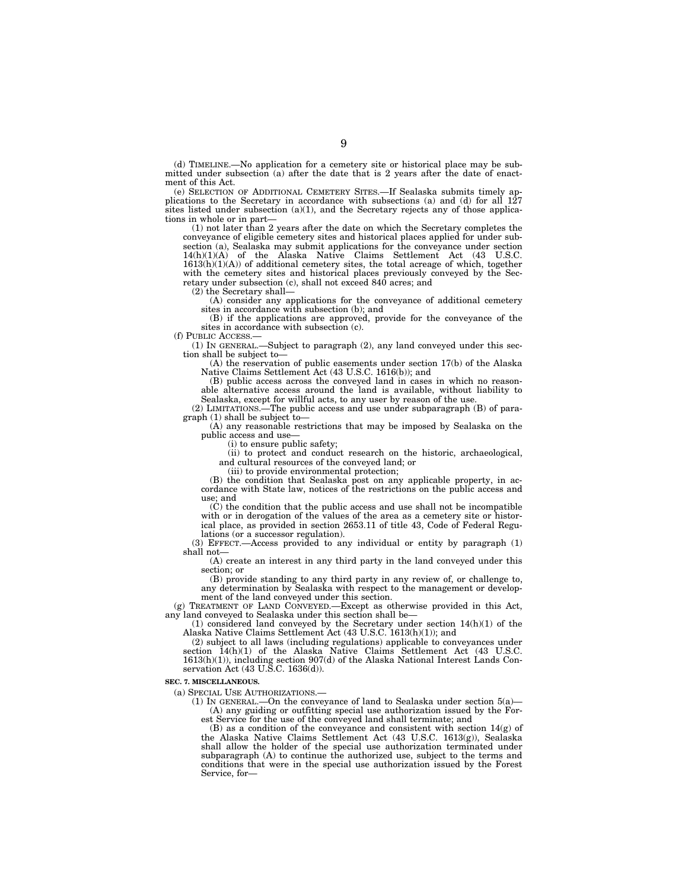(d) TIMELINE.—No application for a cemetery site or historical place may be submitted under subsection (a) after the date that is 2 years after the date of enactment of this Act.

(e) SELECTION OF ADDITIONAL CEMETERY SITES.—If Sealaska submits timely applications to the Secretary in accordance with subsections (a) and (d) for all 127 sites listed under subsection (a)(1), and the Secretary rejects any of those applications in whole or in part—

(1) not later than 2 years after the date on which the Secretary completes the conveyance of eligible cemetery sites and historical places applied for under subsection (a), Sealaska may submit applications for the conveyance under section 14(h)(1)(A) of the Alaska Native Claims Settlement Act (43 U.S.C. 1613(h)(1)(A)) of additional cemetery sites, the total acreage of which, together with the cemetery sites and historical places previously conveyed by the Secretary under subsection (c), shall not exceed 840 acres; and

(2) the Secretary shall—

(A) consider any applications for the conveyance of additional cemetery sites in accordance with subsection (b); and

(B) if the applications are approved, provide for the conveyance of the sites in accordance with subsection (c).

(f) PUBLIC ACCESS.—

(1) IN GENERAL.—Subject to paragraph (2), any land conveyed under this section shall be subject to—

(A) the reservation of public easements under section 17(b) of the Alaska Native Claims Settlement Act (43 U.S.C. 1616(b)); and

(B) public access across the conveyed land in cases in which no reasonable alternative access around the land is available, without liability to Sealaska, except for willful acts, to any user by reason of the use.

(2) LIMITATIONS.—The public access and use under subparagraph (B) of paragraph (1) shall be subject to—

(A) any reasonable restrictions that may be imposed by Sealaska on the public access and use—

(i) to ensure public safety;

(ii) to protect and conduct research on the historic, archaeological, and cultural resources of the conveyed land; or

(iii) to provide environmental protection;

(B) the condition that Sealaska post on any applicable property, in accordance with State law, notices of the restrictions on the public access and use; and

(C) the condition that the public access and use shall not be incompatible with or in derogation of the values of the area as a cemetery site or historical place, as provided in section 2653.11 of title 43, Code of Federal Regulations (or a successor regulation).

(3) EFFECT.—Access provided to any individual or entity by paragraph (1) shall not—

(A) create an interest in any third party in the land conveyed under this section; or

(B) provide standing to any third party in any review of, or challenge to, any determination by Sealaska with respect to the management or development of the land conveyed under this section.

(g) TREATMENT OF LAND CONVEYED.—Except as otherwise provided in this Act, any land conveyed to Sealaska under this section shall be—

(1) considered land conveyed by the Secretary under section 14(h)(1) of the Alaska Native Claims Settlement Act (43 U.S.C. 1613(h)(1)); and

(2) subject to all laws (including regulations) applicable to conveyances under section 14(h)(1) of the Alaska Native Claims Settlement Act (43 U.S.C. 1613(h)(1)), including section 907(d) of the Alaska National Interest Lands Conservation Act (43 U.S.C. 1636(d)).

**SEC. 7. MISCELLANEOUS.**

(a) SPECIAL USE AUTHORIZATIONS.—

(1) IN GENERAL.—On the conveyance of land to Sealaska under section 5(a)—

(A) any guiding or outfitting special use authorization issued by the Forest Service for the use of the conveyed land shall terminate; and

(B) as a condition of the conveyance and consistent with section 14(g) of the Alaska Native Claims Settlement Act (43 U.S.C. 1613(g)), Sealaska shall allow the holder of the special use authorization terminated under subparagraph (A) to continue the authorized use, subject to the terms and conditions that were in the special use authorization issued by the Forest Service, for—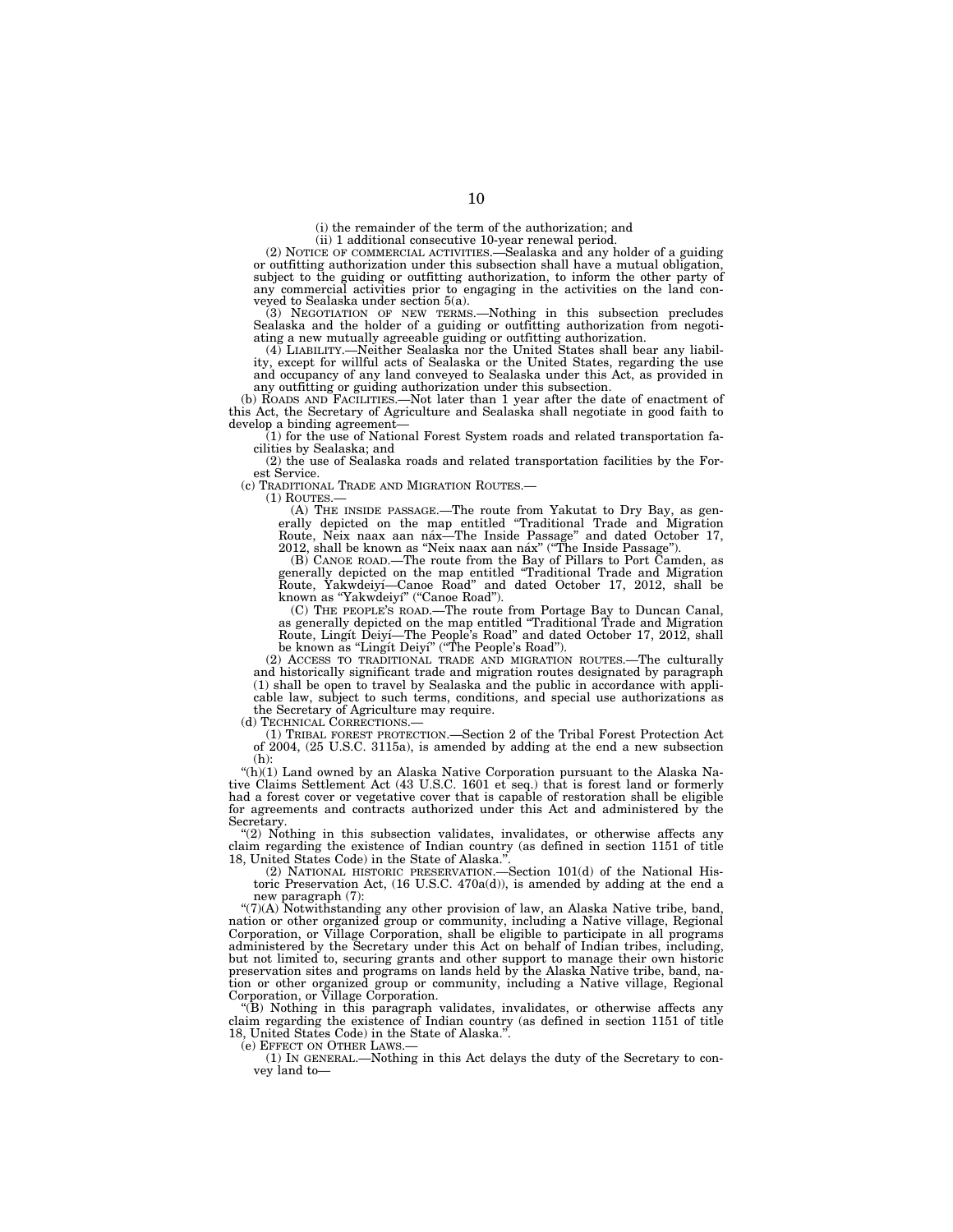(i) the remainder of the term of the authorization; and

(ii) 1 additional consecutive 10-year renewal period.

(2) NOTICE OF COMMERCIAL ACTIVITIES.—Sealaska and any holder of a guiding or outfitting authorization under this subsection shall have a mutual obligation, subject to the guiding or outfitting authorization, to inform the other party of any commercial activities prior to engaging in the activities on the land conveyed to Sealaska under section 5(a).

(3) NEGOTIATION OF NEW TERMS.—Nothing in this subsection precludes Sealaska and the holder of a guiding or outfitting authorization from negotiating a new mutually agreeable guiding or outfitting authorization.

(4) LIABILITY.—Neither Sealaska nor the United States shall bear any liability, except for willful acts of Sealaska or the United States, regarding the use and occupancy of any land conveyed to Sealaska under this Act, as provided in any outfitting or guiding authorization under this subsection.

(b) ROADS AND FACILITIES.—Not later than 1 year after the date of enactment of this Act, the Secretary of Agriculture and Sealaska shall negotiate in good faith to develop a binding agreement—

(1) for the use of National Forest System roads and related transportation facilities by Sealaska; and

(2) the use of Sealaska roads and related transportation facilities by the Forest Service.

(c) TRADITIONAL TRADE AND MIGRATION ROUTES.—

(1) ROUTES.—

(A) THE INSIDE PASSAGE.—The route from Yakutat to Dry Bay, as generally depicted on the map entitled "Traditional Trade and Migration Route, Neix naax aan náx—The Inside Passage" and dated October 17, 2012, shall be known as "Neix naax aan náx" ("The Inside Passage").

(B) CANOE ROAD.—The route from the Bay of Pillars to Port Camden, as generally depicted on the map entitled "Traditional Trade and Migration Route, Yakwdeiyí—Canoe Road" and dated October 17, 2012, shall be known as "Yakwdeiyí" ("Canoe Road").

(C) THE PEOPLE'S ROAD.—The route from Portage Bay to Duncan Canal, as generally depicted on the map entitled "Traditional Trade and Migration Route, Lingít Deiyí—The People's Road" and dated October 17, 2012, shall be known as "Lingít Deiyí" ("The People's Road").

(2) ACCESS TO TRADITIONAL TRADE AND MIGRATION ROUTES.—The culturally and historically significant trade and migration routes designated by paragraph (1) shall be open to travel by Sealaska and the public in accordance with applicable law, subject to such terms, conditions, and special use authorizations as the Secretary of Agriculture may require.

(d) TECHNICAL CORRECTIONS.—

(1) TRIBAL FOREST PROTECTION.—Section 2 of the Tribal Forest Protection Act of 2004, (25 U.S.C. 3115a), is amended by adding at the end a new subsection (h):

"(h)(1) Land owned by an Alaska Native Corporation pursuant to the Alaska Native Claims Settlement Act (43 U.S.C. 1601 et seq.) that is forest land or formerly had a forest cover or vegetative cover that is capable of restoration shall be eligible for agreements and contracts authorized under this Act and administered by the Secretary.

"(2) Nothing in this subsection validates, invalidates, or otherwise affects any claim regarding the existence of Indian country (as defined in section 1151 of title 18, United States Code) in the State of Alaska.".

(2) NATIONAL HISTORIC PRESERVATION.—Section 101(d) of the National Historic Preservation Act, (16 U.S.C. 470a(d)), is amended by adding at the end a new paragraph (7):

"(7)(A) Notwithstanding any other provision of law, an Alaska Native tribe, band, nation or other organized group or community, including a Native village, Regional Corporation, or Village Corporation, shall be eligible to participate in all programs administered by the Secretary under this Act on behalf of Indian tribes, including, but not limited to, securing grants and other support to manage their own historic preservation sites and programs on lands held by the Alaska Native tribe, band, nation or other organized group or community, including a Native village, Regional Corporation, or Village Corporation.

"(B) Nothing in this paragraph validates, invalidates, or otherwise affects any claim regarding the existence of Indian country (as defined in section 1151 of title 18, United States Code) in the State of Alaska.".

(e) EFFECT ON OTHER LAWS.—

(1) IN GENERAL.—Nothing in this Act delays the duty of the Secretary to convey land to—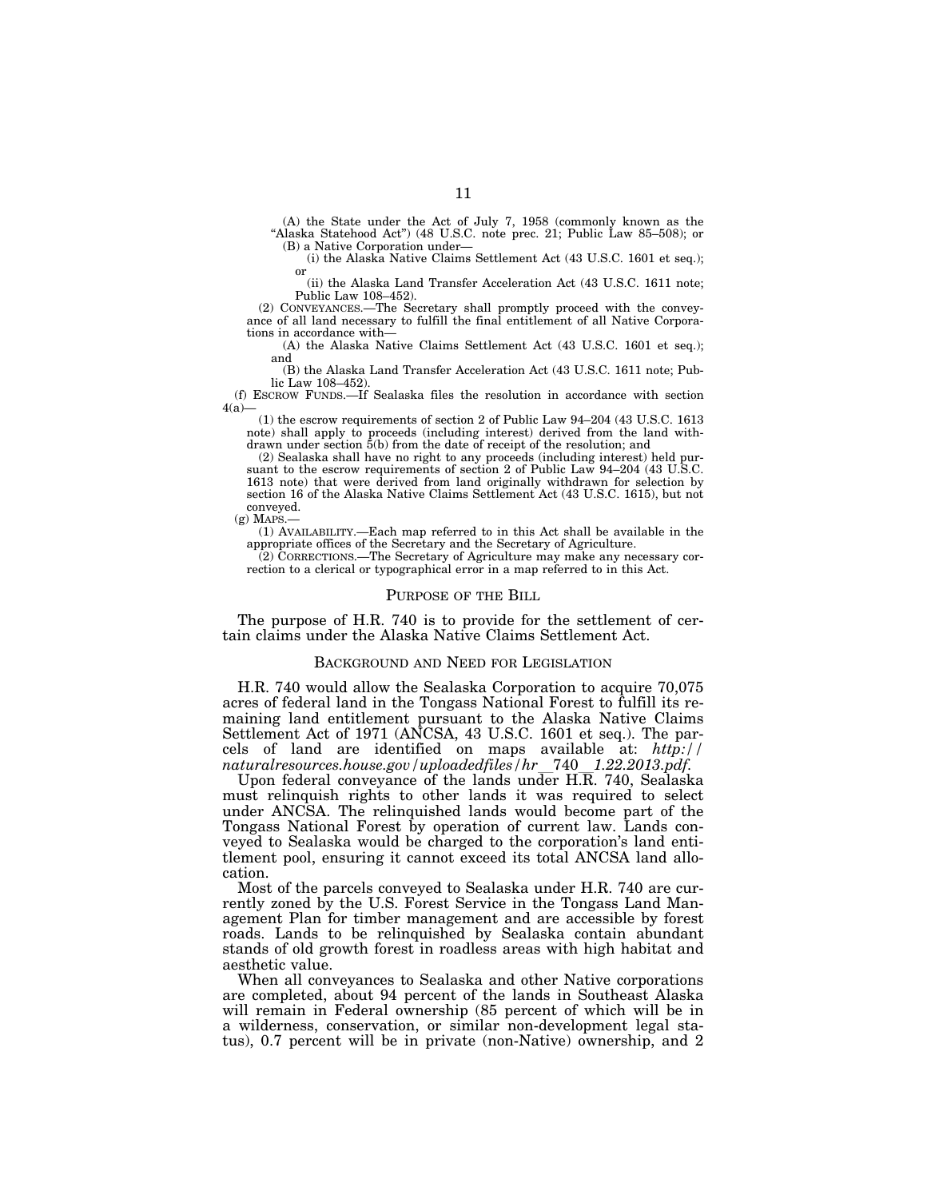(A) the State under the Act of July 7, 1958 (commonly known as the "Alaska Statehood Act") (48 U.S.C. note prec. 21; Public Law 85–508); or

(B) a Native Corporation under—

(i) the Alaska Native Claims Settlement Act (43 U.S.C. 1601 et seq.); or

(ii) the Alaska Land Transfer Acceleration Act (43 U.S.C. 1611 note; Public Law 108–452).

(2) CONVEYANCES.—The Secretary shall promptly proceed with the conveyance of all land necessary to fulfill the final entitlement of all Native Corporations in accordance with—

(A) the Alaska Native Claims Settlement Act (43 U.S.C. 1601 et seq.); and

(B) the Alaska Land Transfer Acceleration Act (43 U.S.C. 1611 note; Public Law 108–452).

(f) ESCROW FUNDS.—If Sealaska files the resolution in accordance with section 4(a)—

(1) the escrow requirements of section 2 of Public Law 94–204 (43 U.S.C. 1613 note) shall apply to proceeds (including interest) derived from the land withdrawn under section 5(b) from the date of receipt of the resolution; and

(2) Sealaska shall have no right to any proceeds (including interest) held pursuant to the escrow requirements of section 2 of Public Law 94–204 (43 U.S.C. 1613 note) that were derived from land originally withdrawn for selection by section 16 of the Alaska Native Claims Settlement Act (43 U.S.C. 1615), but not conveyed.

(g) MAPS.—

(1) AVAILABILITY.—Each map referred to in this Act shall be available in the appropriate offices of the Secretary and the Secretary of Agriculture.

(2) CORRECTIONS.—The Secretary of Agriculture may make any necessary correction to a clerical or typographical error in a map referred to in this Act.

## PURPOSE OF THE BILL

The purpose of H.R. 740 is to provide for the settlement of certain claims under the Alaska Native Claims Settlement Act.

## BACKGROUND AND NEED FOR LEGISLATION

H.R. 740 would allow the Sealaska Corporation to acquire 70,075 acres of federal land in the Tongass National Forest to fulfill its remaining land entitlement pursuant to the Alaska Native Claims Settlement Act of 1971 (ANCSA, 43 U.S.C. 1601 et seq.). The parcels of land are identified on maps available at: *http://naturalresources.house.gov/uploadedfiles/hr_740_1.22.2013.pdf*.

Upon federal conveyance of the lands under H.R. 740, Sealaska must relinquish rights to other lands it was required to select under ANCSA. The relinquished lands would become part of the Tongass National Forest by operation of current law. Lands conveyed to Sealaska would be charged to the corporation's land entitlement pool, ensuring it cannot exceed its total ANCSA land allocation.

Most of the parcels conveyed to Sealaska under H.R. 740 are currently zoned by the U.S. Forest Service in the Tongass Land Management Plan for timber management and are accessible by forest roads. Lands to be relinquished by Sealaska contain abundant stands of old growth forest in roadless areas with high habitat and aesthetic value.

When all conveyances to Sealaska and other Native corporations are completed, about 94 percent of the lands in Southeast Alaska will remain in Federal ownership (85 percent of which will be in a wilderness, conservation, or similar non-development legal status), 0.7 percent will be in private (non-Native) ownership, and 2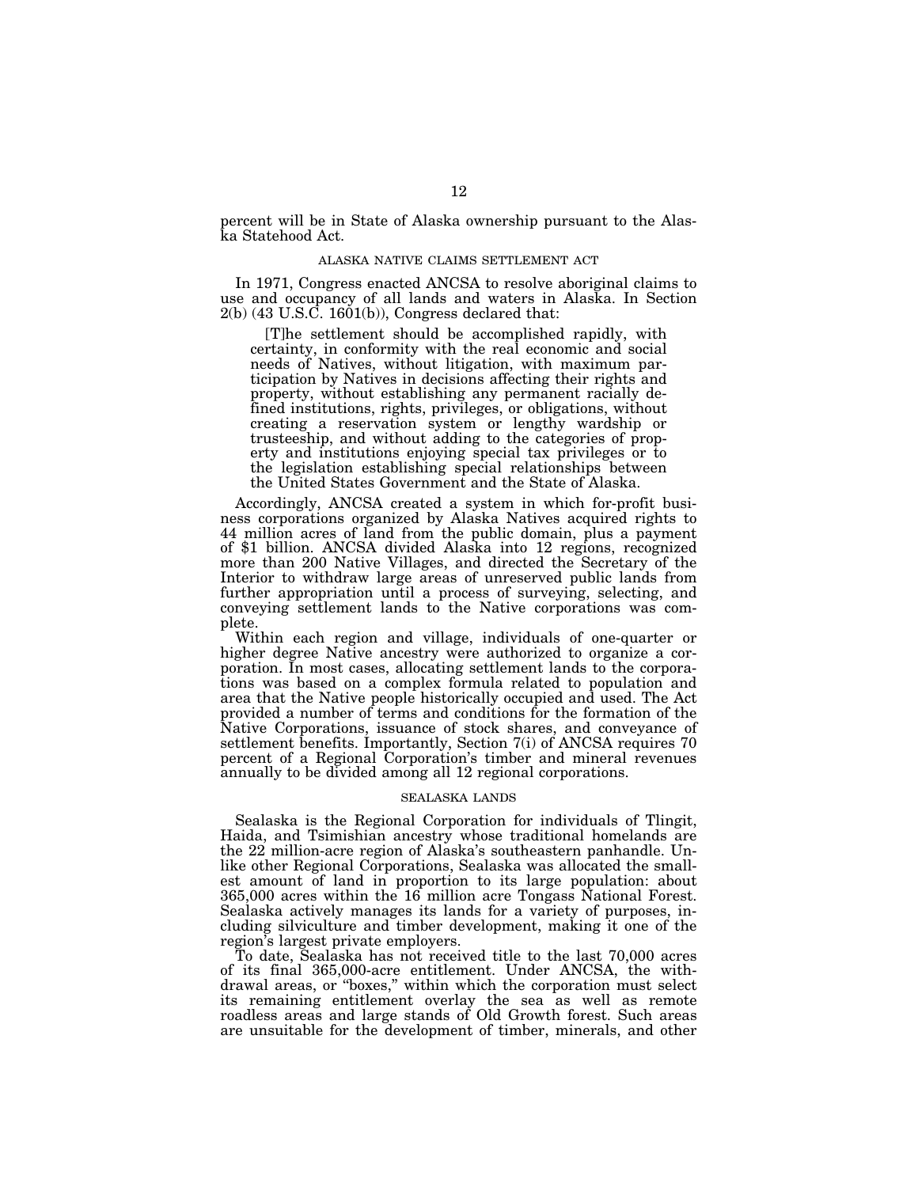percent will be in State of Alaska ownership pursuant to the Alaska Statehood Act.

## ALASKA NATIVE CLAIMS SETTLEMENT ACT

In 1971, Congress enacted ANCSA to resolve aboriginal claims to use and occupancy of all lands and waters in Alaska. In Section 2(b) (43 U.S.C. 1601(b)), Congress declared that:

> [T]he settlement should be accomplished rapidly, with certainty, in conformity with the real economic and social needs of Natives, without litigation, with maximum participation by Natives in decisions affecting their rights and property, without establishing any permanent racially defined institutions, rights, privileges, or obligations, without creating a reservation system or lengthy wardship or trusteeship, and without adding to the categories of property and institutions enjoying special tax privileges or to the legislation establishing special relationships between the United States Government and the State of Alaska.

Accordingly, ANCSA created a system in which for-profit business corporations organized by Alaska Natives acquired rights to 44 million acres of land from the public domain, plus a payment of $1 billion. ANCSA divided Alaska into 12 regions, recognized more than 200 Native Villages, and directed the Secretary of the Interior to withdraw large areas of unreserved public lands from further appropriation until a process of surveying, selecting, and conveying settlement lands to the Native corporations was complete.

Within each region and village, individuals of one-quarter or higher degree Native ancestry were authorized to organize a corporation. In most cases, allocating settlement lands to the corporations was based on a complex formula related to population and area that the Native people historically occupied and used. The Act provided a number of terms and conditions for the formation of the Native Corporations, issuance of stock shares, and conveyance of settlement benefits. Importantly, Section 7(i) of ANCSA requires 70 percent of a Regional Corporation's timber and mineral revenues annually to be divided among all 12 regional corporations.

## SEALASKA LANDS

Sealaska is the Regional Corporation for individuals of Tlingit, Haida, and Tsimishian ancestry whose traditional homelands are the 22 million-acre region of Alaska's southeastern panhandle. Unlike other Regional Corporations, Sealaska was allocated the smallest amount of land in proportion to its large population: about 365,000 acres within the 16 million acre Tongass National Forest. Sealaska actively manages its lands for a variety of purposes, including silviculture and timber development, making it one of the region's largest private employers.

To date, Sealaska has not received title to the last 70,000 acres of its final 365,000-acre entitlement. Under ANCSA, the withdrawal areas, or "boxes," within which the corporation must select its remaining entitlement overlay the sea as well as remote roadless areas and large stands of Old Growth forest. Such areas are unsuitable for the development of timber, minerals, and other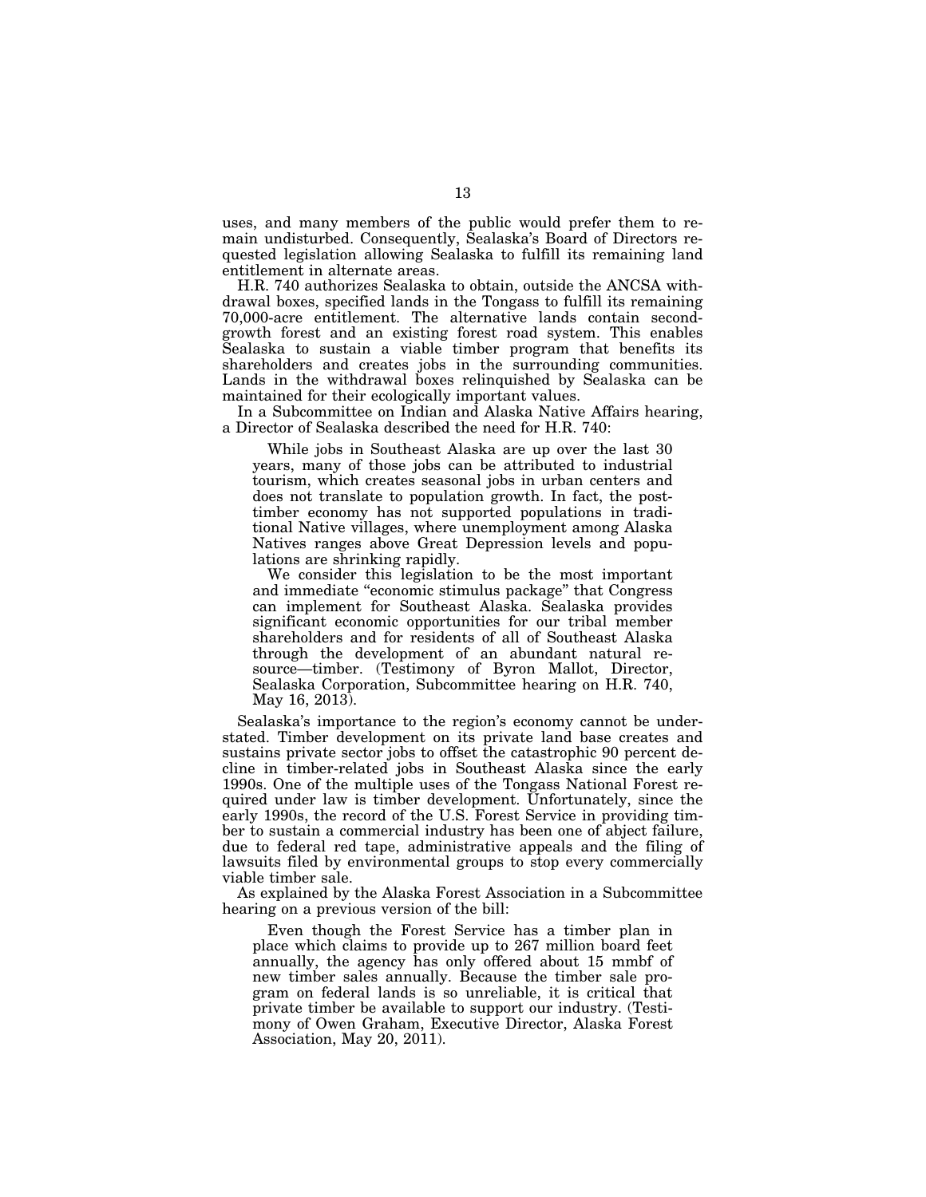uses, and many members of the public would prefer them to remain undisturbed. Consequently, Sealaska's Board of Directors requested legislation allowing Sealaska to fulfill its remaining land entitlement in alternate areas.

H.R. 740 authorizes Sealaska to obtain, outside the ANCSA withdrawal boxes, specified lands in the Tongass to fulfill its remaining 70,000-acre entitlement. The alternative lands contain second-growth forest and an existing forest road system. This enables Sealaska to sustain a viable timber program that benefits its shareholders and creates jobs in the surrounding communities. Lands in the withdrawal boxes relinquished by Sealaska can be maintained for their ecologically important values.

In a Subcommittee on Indian and Alaska Native Affairs hearing, a Director of Sealaska described the need for H.R. 740:

> While jobs in Southeast Alaska are up over the last 30 years, many of those jobs can be attributed to industrial tourism, which creates seasonal jobs in urban centers and does not translate to population growth. In fact, the post-timber economy has not supported populations in traditional Native villages, where unemployment among Alaska Natives ranges above Great Depression levels and populations are shrinking rapidly.
>
> We consider this legislation to be the most important and immediate "economic stimulus package" that Congress can implement for Southeast Alaska. Sealaska provides significant economic opportunities for our tribal member shareholders and for residents of all of Southeast Alaska through the development of an abundant natural resource—timber. (Testimony of Byron Mallot, Director, Sealaska Corporation, Subcommittee hearing on H.R. 740, May 16, 2013).

Sealaska's importance to the region's economy cannot be understated. Timber development on its private land base creates and sustains private sector jobs to offset the catastrophic 90 percent decline in timber-related jobs in Southeast Alaska since the early 1990s. One of the multiple uses of the Tongass National Forest required under law is timber development. Unfortunately, since the early 1990s, the record of the U.S. Forest Service in providing timber to sustain a commercial industry has been one of abject failure, due to federal red tape, administrative appeals and the filing of lawsuits filed by environmental groups to stop every commercially viable timber sale.

As explained by the Alaska Forest Association in a Subcommittee hearing on a previous version of the bill:

> Even though the Forest Service has a timber plan in place which claims to provide up to 267 million board feet annually, the agency has only offered about 15 mmbf of new timber sales annually. Because the timber sale program on federal lands is so unreliable, it is critical that private timber be available to support our industry. (Testimony of Owen Graham, Executive Director, Alaska Forest Association, May 20, 2011).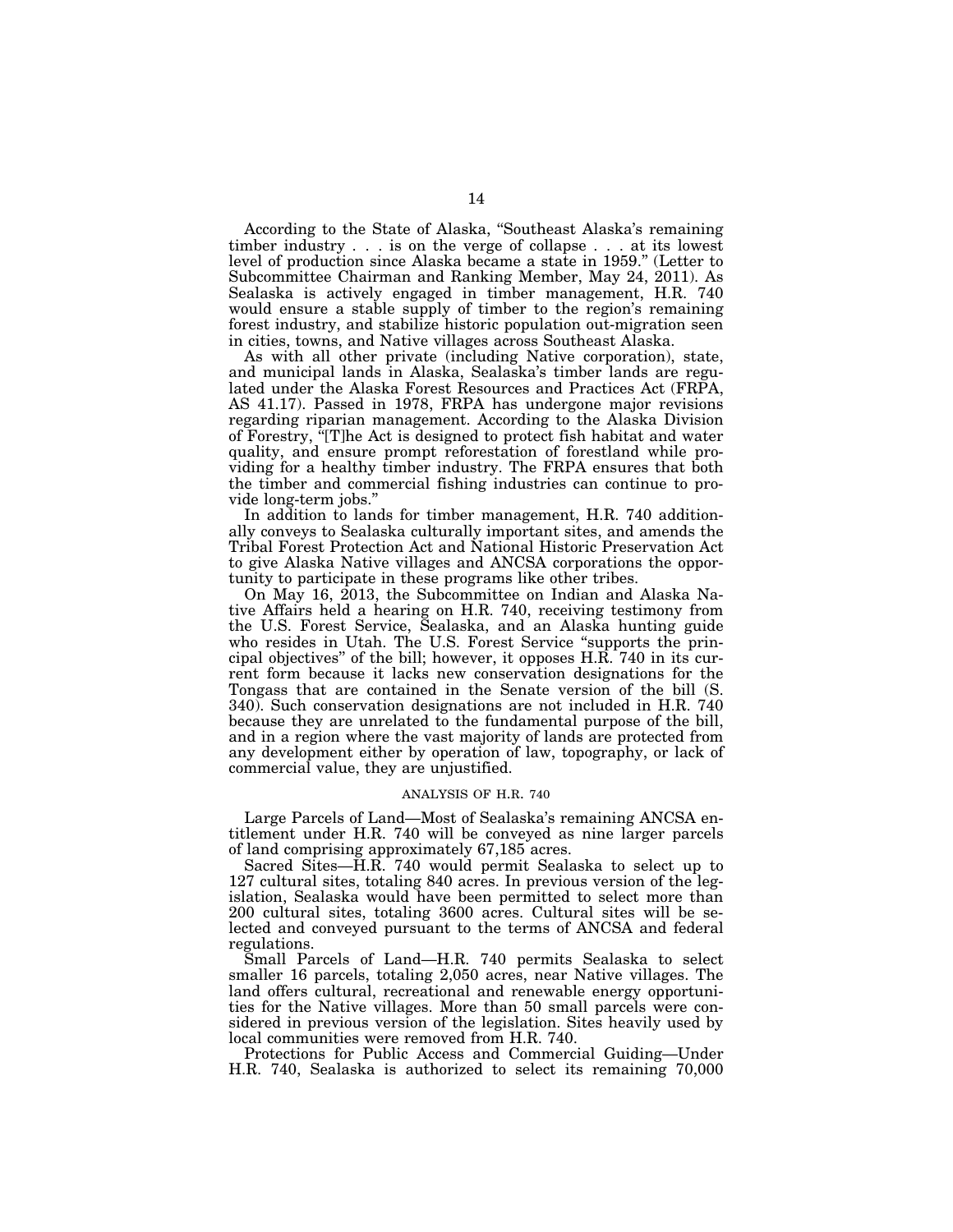According to the State of Alaska, "Southeast Alaska's remaining timber industry . . . is on the verge of collapse . . . at its lowest level of production since Alaska became a state in 1959." (Letter to Subcommittee Chairman and Ranking Member, May 24, 2011). As Sealaska is actively engaged in timber management, H.R. 740 would ensure a stable supply of timber to the region's remaining forest industry, and stabilize historic population out-migration seen in cities, towns, and Native villages across Southeast Alaska.

As with all other private (including Native corporation), state, and municipal lands in Alaska, Sealaska's timber lands are regulated under the Alaska Forest Resources and Practices Act (FRPA, AS 41.17). Passed in 1978, FRPA has undergone major revisions regarding riparian management. According to the Alaska Division of Forestry, "[T]he Act is designed to protect fish habitat and water quality, and ensure prompt reforestation of forestland while providing for a healthy timber industry. The FRPA ensures that both the timber and commercial fishing industries can continue to provide long-term jobs."

In addition to lands for timber management, H.R. 740 additionally conveys to Sealaska culturally important sites, and amends the Tribal Forest Protection Act and National Historic Preservation Act to give Alaska Native villages and ANCSA corporations the opportunity to participate in these programs like other tribes.

On May 16, 2013, the Subcommittee on Indian and Alaska Native Affairs held a hearing on H.R. 740, receiving testimony from the U.S. Forest Service, Sealaska, and an Alaska hunting guide who resides in Utah. The U.S. Forest Service "supports the principal objectives" of the bill; however, it opposes H.R. 740 in its current form because it lacks new conservation designations for the Tongass that are contained in the Senate version of the bill (S. 340). Such conservation designations are not included in H.R. 740 because they are unrelated to the fundamental purpose of the bill, and in a region where the vast majority of lands are protected from any development either by operation of law, topography, or lack of commercial value, they are unjustified.

## ANALYSIS OF H.R. 740

Large Parcels of Land—Most of Sealaska's remaining ANCSA entitlement under H.R. 740 will be conveyed as nine larger parcels of land comprising approximately 67,185 acres.

Sacred Sites—H.R. 740 would permit Sealaska to select up to 127 cultural sites, totaling 840 acres. In previous version of the legislation, Sealaska would have been permitted to select more than 200 cultural sites, totaling 3600 acres. Cultural sites will be selected and conveyed pursuant to the terms of ANCSA and federal regulations.

Small Parcels of Land—H.R. 740 permits Sealaska to select smaller 16 parcels, totaling 2,050 acres, near Native villages. The land offers cultural, recreational and renewable energy opportunities for the Native villages. More than 50 small parcels were considered in previous version of the legislation. Sites heavily used by local communities were removed from H.R. 740.

Protections for Public Access and Commercial Guiding—Under H.R. 740, Sealaska is authorized to select its remaining 70,000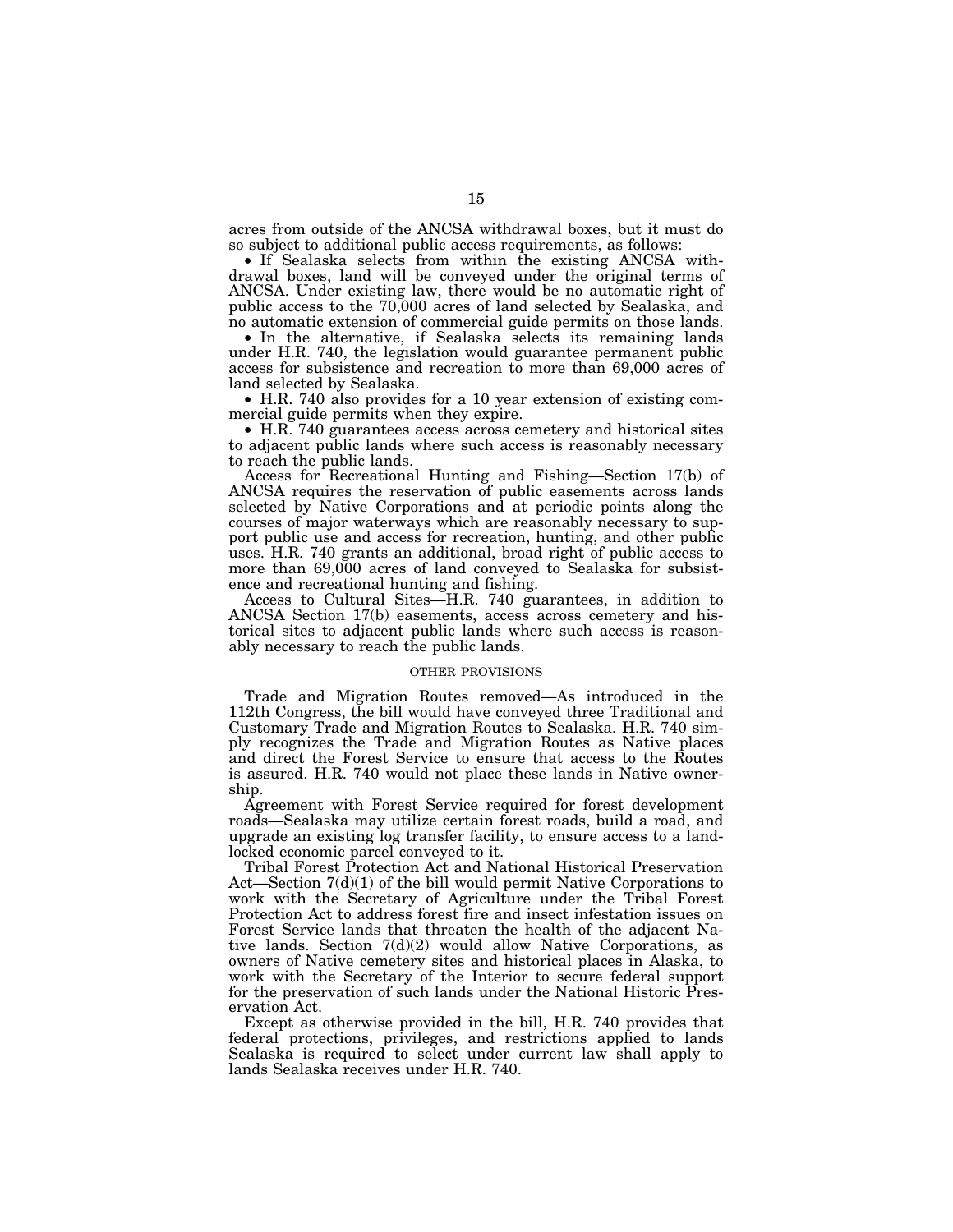acres from outside of the ANCSA withdrawal boxes, but it must do so subject to additional public access requirements, as follows:

- If Sealaska selects from within the existing ANCSA withdrawal boxes, land will be conveyed under the original terms of ANCSA. Under existing law, there would be no automatic right of public access to the 70,000 acres of land selected by Sealaska, and no automatic extension of commercial guide permits on those lands.
- In the alternative, if Sealaska selects its remaining lands under H.R. 740, the legislation would guarantee permanent public access for subsistence and recreation to more than 69,000 acres of land selected by Sealaska.
- H.R. 740 also provides for a 10 year extension of existing commercial guide permits when they expire.
- H.R. 740 guarantees access across cemetery and historical sites to adjacent public lands where such access is reasonably necessary to reach the public lands.

Access for Recreational Hunting and Fishing—Section 17(b) of ANCSA requires the reservation of public easements across lands selected by Native Corporations and at periodic points along the courses of major waterways which are reasonably necessary to support public use and access for recreation, hunting, and other public uses. H.R. 740 grants an additional, broad right of public access to more than 69,000 acres of land conveyed to Sealaska for subsistence and recreational hunting and fishing.

Access to Cultural Sites—H.R. 740 guarantees, in addition to ANCSA Section 17(b) easements, access across cemetery and historical sites to adjacent public lands where such access is reasonably necessary to reach the public lands.

## OTHER PROVISIONS

Trade and Migration Routes removed—As introduced in the 112th Congress, the bill would have conveyed three Traditional and Customary Trade and Migration Routes to Sealaska. H.R. 740 simply recognizes the Trade and Migration Routes as Native places and direct the Forest Service to ensure that access to the Routes is assured. H.R. 740 would not place these lands in Native ownership.

Agreement with Forest Service required for forest development roads—Sealaska may utilize certain forest roads, build a road, and upgrade an existing log transfer facility, to ensure access to a landlocked economic parcel conveyed to it.

Tribal Forest Protection Act and National Historical Preservation Act—Section 7(d)(1) of the bill would permit Native Corporations to work with the Secretary of Agriculture under the Tribal Forest Protection Act to address forest fire and insect infestation issues on Forest Service lands that threaten the health of the adjacent Native lands. Section 7(d)(2) would allow Native Corporations, as owners of Native cemetery sites and historical places in Alaska, to work with the Secretary of the Interior to secure federal support for the preservation of such lands under the National Historic Preservation Act.

Except as otherwise provided in the bill, H.R. 740 provides that federal protections, privileges, and restrictions applied to lands Sealaska is required to select under current law shall apply to lands Sealaska receives under H.R. 740.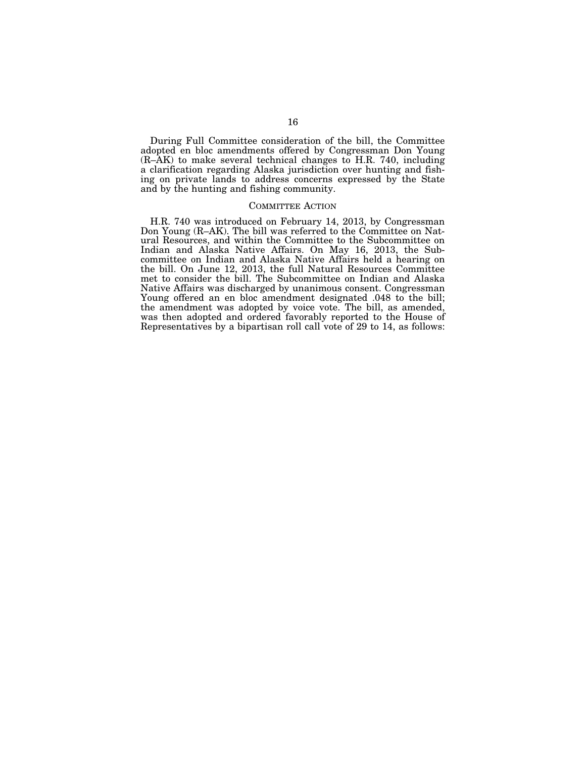During Full Committee consideration of the bill, the Committee adopted en bloc amendments offered by Congressman Don Young (R–AK) to make several technical changes to H.R. 740, including a clarification regarding Alaska jurisdiction over hunting and fishing on private lands to address concerns expressed by the State and by the hunting and fishing community.

## COMMITTEE ACTION

H.R. 740 was introduced on February 14, 2013, by Congressman Don Young (R–AK). The bill was referred to the Committee on Natural Resources, and within the Committee to the Subcommittee on Indian and Alaska Native Affairs. On May 16, 2013, the Subcommittee on Indian and Alaska Native Affairs held a hearing on the bill. On June 12, 2013, the full Natural Resources Committee met to consider the bill. The Subcommittee on Indian and Alaska Native Affairs was discharged by unanimous consent. Congressman Young offered an en bloc amendment designated .048 to the bill; the amendment was adopted by voice vote. The bill, as amended, was then adopted and ordered favorably reported to the House of Representatives by a bipartisan roll call vote of 29 to 14, as follows: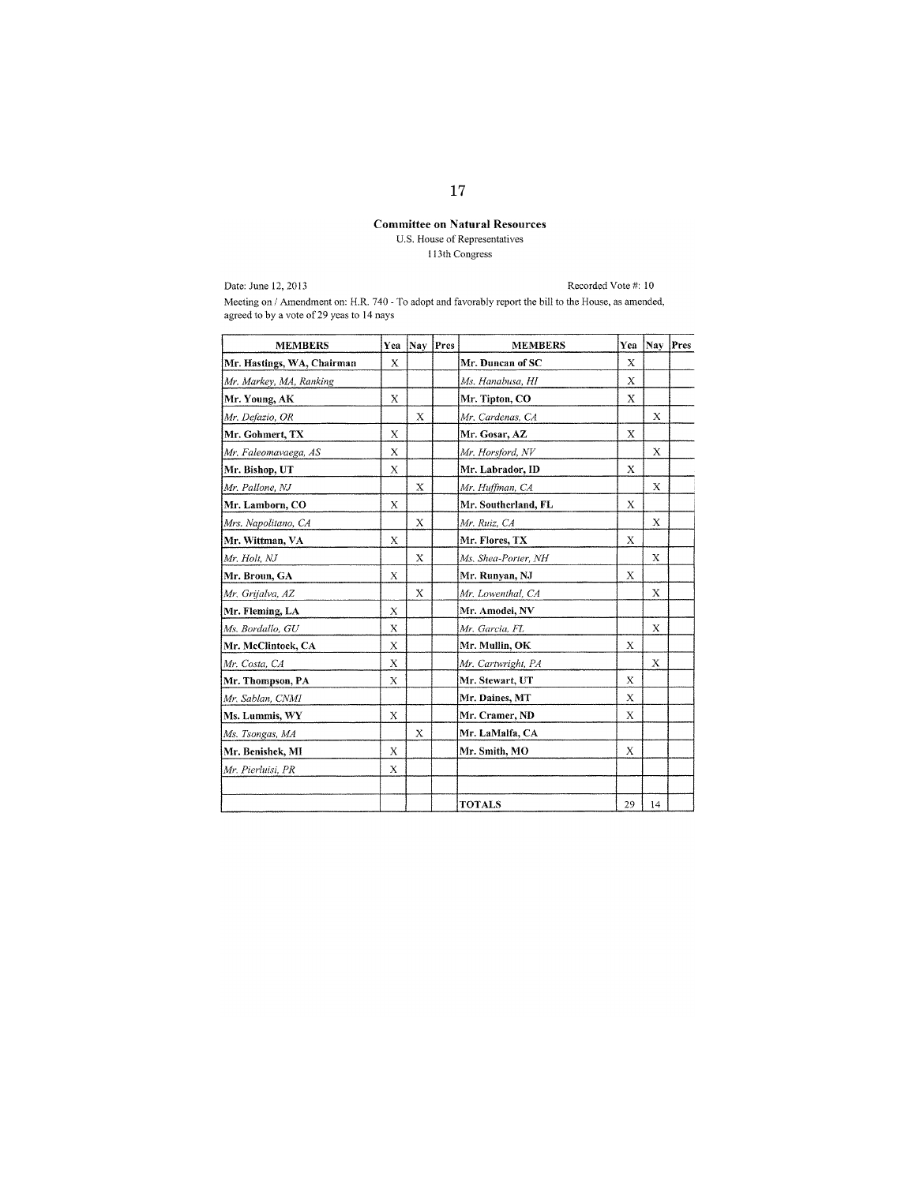**Committee on Natural Resources**

U.S. House of Representatives

113th Congress

Date: June 12, 2013

Recorded Vote #: 10

Meeting on / Amendment on: H.R. 740 - To adopt and favorably report the bill to the House, as amended, agreed to by a vote of 29 yeas to 14 nays

| MEMBERS | Yea | Nay | Pres | MEMBERS | Yea | Nay | Pres |
|---|---|---|---|---|---|---|---|
| **Mr. Hastings, WA, Chairman** | X | | | **Mr. Duncan of SC** | X | | |
| *Mr. Markey, MA, Ranking* | | | | *Ms. Hanabusa, HI* | X | | |
| **Mr. Young, AK** | X | | | **Mr. Tipton, CO** | X | | |
| *Mr. Defazio, OR* | | X | | *Mr. Cardenas, CA* | | X | |
| **Mr. Gohmert, TX** | X | | | **Mr. Gosar, AZ** | X | | |
| *Mr. Faleomavaega, AS* | X | | | *Mr. Horsford, NV* | | X | |
| **Mr. Bishop, UT** | X | | | **Mr. Labrador, ID** | X | | |
| *Mr. Pallone, NJ* | | X | | *Mr. Huffman, CA* | | X | |
| **Mr. Lamborn, CO** | X | | | **Mr. Southerland, FL** | X | | |
| *Mrs. Napolitano, CA* | | X | | *Mr. Ruiz, CA* | | X | |
| **Mr. Wittman, VA** | X | | | **Mr. Flores, TX** | X | | |
| *Mr. Holt, NJ* | | X | | *Ms. Shea-Porter, NH* | | X | |
| **Mr. Broun, GA** | X | | | **Mr. Runyan, NJ** | X | | |
| *Mr. Grijalva, AZ* | | X | | *Mr. Lowenthal, CA* | | X | |
| **Mr. Fleming, LA** | X | | | **Mr. Amodei, NV** | | | |
| *Ms. Bordallo, GU* | X | | | *Mr. Garcia, FL* | | X | |
| **Mr. McClintock, CA** | X | | | **Mr. Mullin, OK** | X | | |
| *Mr. Costa, CA* | X | | | *Mr. Cartwright, PA* | | X | |
| **Mr. Thompson, PA** | X | | | **Mr. Stewart, UT** | X | | |
| *Mr. Sablan, CNMI* | | | | **Mr. Daines, MT** | X | | |
| **Ms. Lummis, WY** | X | | | **Mr. Cramer, ND** | X | | |
| *Ms. Tsongas, MA* | | X | | **Mr. LaMalfa, CA** | | | |
| **Mr. Benishek, MI** | X | | | **Mr. Smith, MO** | X | | |
| *Mr. Pierluisi, PR* | X | | | | | | |
| | | | | | | | |
| | | | | **TOTALS** | 29 | 14 | |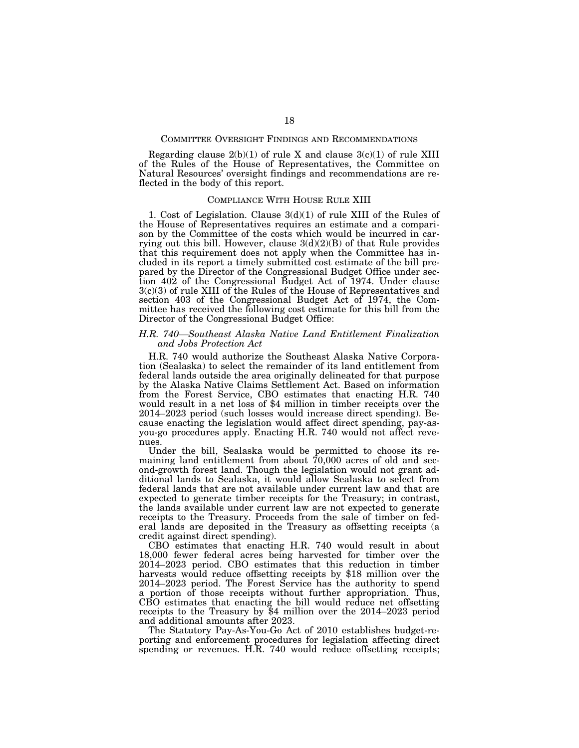## Committee Oversight Findings and Recommendations

Regarding clause 2(b)(1) of rule X and clause 3(c)(1) of rule XIII of the Rules of the House of Representatives, the Committee on Natural Resources' oversight findings and recommendations are reflected in the body of this report.

## Compliance With House Rule XIII

1. Cost of Legislation. Clause 3(d)(1) of rule XIII of the Rules of the House of Representatives requires an estimate and a comparison by the Committee of the costs which would be incurred in carrying out this bill. However, clause 3(d)(2)(B) of that Rule provides that this requirement does not apply when the Committee has included in its report a timely submitted cost estimate of the bill prepared by the Director of the Congressional Budget Office under section 402 of the Congressional Budget Act of 1974. Under clause 3(c)(3) of rule XIII of the Rules of the House of Representatives and section 403 of the Congressional Budget Act of 1974, the Committee has received the following cost estimate for this bill from the Director of the Congressional Budget Office:

### *H.R. 740—Southeast Alaska Native Land Entitlement Finalization and Jobs Protection Act*

H.R. 740 would authorize the Southeast Alaska Native Corporation (Sealaska) to select the remainder of its land entitlement from federal lands outside the area originally delineated for that purpose by the Alaska Native Claims Settlement Act. Based on information from the Forest Service, CBO estimates that enacting H.R. 740 would result in a net loss of $4 million in timber receipts over the 2014–2023 period (such losses would increase direct spending). Because enacting the legislation would affect direct spending, pay-as-you-go procedures apply. Enacting H.R. 740 would not affect revenues.

Under the bill, Sealaska would be permitted to choose its remaining land entitlement from about 70,000 acres of old and second-growth forest land. Though the legislation would not grant additional lands to Sealaska, it would allow Sealaska to select from federal lands that are not available under current law and that are expected to generate timber receipts for the Treasury; in contrast, the lands available under current law are not expected to generate receipts to the Treasury. Proceeds from the sale of timber on federal lands are deposited in the Treasury as offsetting receipts (a credit against direct spending).

CBO estimates that enacting H.R. 740 would result in about 18,000 fewer federal acres being harvested for timber over the 2014–2023 period. CBO estimates that this reduction in timber harvests would reduce offsetting receipts by $18 million over the 2014–2023 period. The Forest Service has the authority to spend a portion of those receipts without further appropriation. Thus, CBO estimates that enacting the bill would reduce net offsetting receipts to the Treasury by $4 million over the 2014–2023 period and additional amounts after 2023.

The Statutory Pay-As-You-Go Act of 2010 establishes budget-reporting and enforcement procedures for legislation affecting direct spending or revenues. H.R. 740 would reduce offsetting receipts;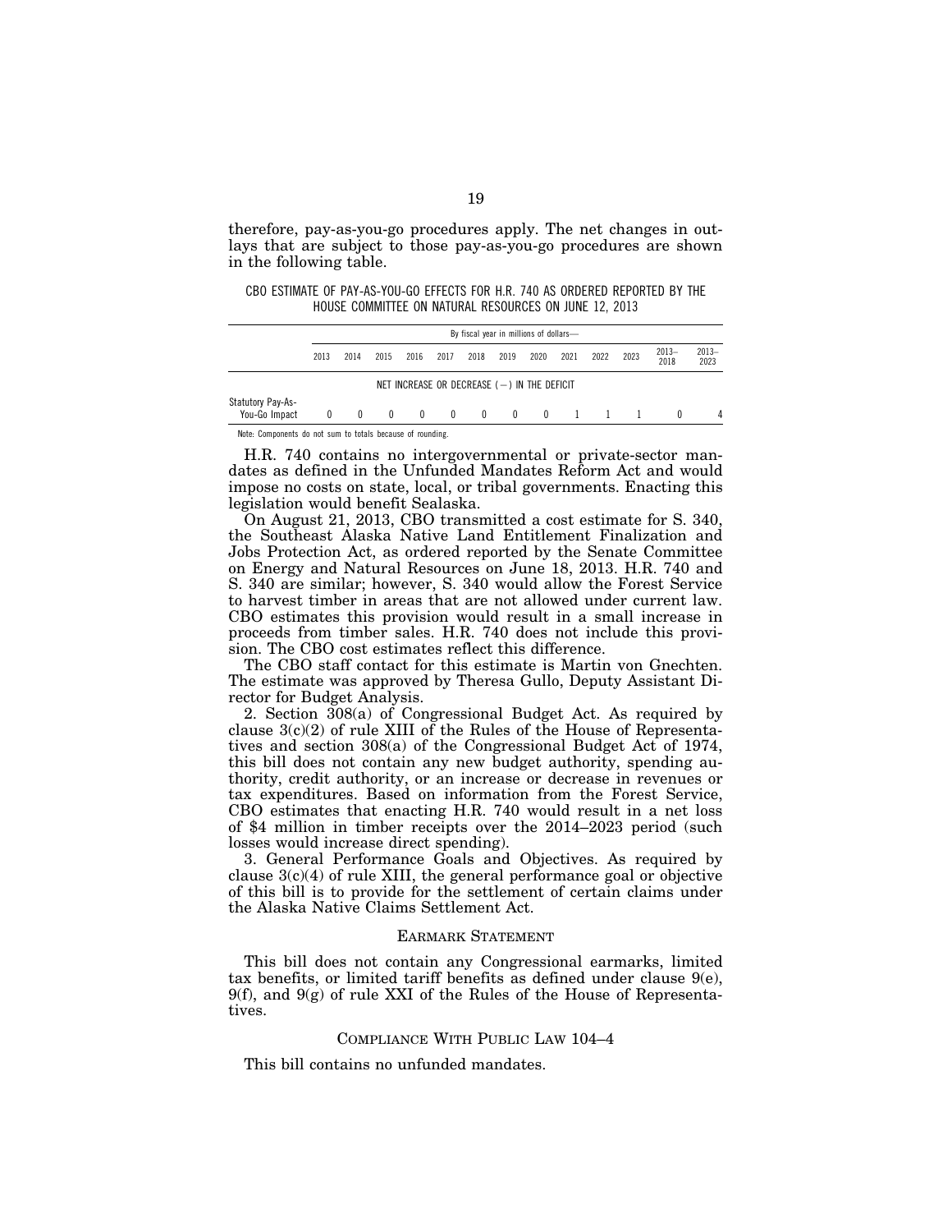therefore, pay-as-you-go procedures apply. The net changes in outlays that are subject to those pay-as-you-go procedures are shown in the following table.

CBO ESTIMATE OF PAY-AS-YOU-GO EFFECTS FOR H.R. 740 AS ORDERED REPORTED BY THE HOUSE COMMITTEE ON NATURAL RESOURCES ON JUNE 12, 2013

| | By fiscal year in millions of dollars— | | | | | | | | | | | | |
|---|---|---|---|---|---|---|---|---|---|---|---|---|---|
| | 2013 | 2014 | 2015 | 2016 | 2017 | 2018 | 2019 | 2020 | 2021 | 2022 | 2023 | 2013–2018 | 2013–2023 |
| | NET INCREASE OR DECREASE (−) IN THE DEFICIT | | | | | | | | | | | | |
| Statutory Pay-As-You-Go Impact | 0 | 0 | 0 | 0 | 0 | 0 | 0 | 0 | 1 | 1 | 1 | 0 | 4 |

Note: Components do not sum to totals because of rounding.

H.R. 740 contains no intergovernmental or private-sector mandates as defined in the Unfunded Mandates Reform Act and would impose no costs on state, local, or tribal governments. Enacting this legislation would benefit Sealaska.

On August 21, 2013, CBO transmitted a cost estimate for S. 340, the Southeast Alaska Native Land Entitlement Finalization and Jobs Protection Act, as ordered reported by the Senate Committee on Energy and Natural Resources on June 18, 2013. H.R. 740 and S. 340 are similar; however, S. 340 would allow the Forest Service to harvest timber in areas that are not allowed under current law. CBO estimates this provision would result in a small increase in proceeds from timber sales. H.R. 740 does not include this provision. The CBO cost estimates reflect this difference.

The CBO staff contact for this estimate is Martin von Gnechten. The estimate was approved by Theresa Gullo, Deputy Assistant Director for Budget Analysis.

2. Section 308(a) of Congressional Budget Act. As required by clause 3(c)(2) of rule XIII of the Rules of the House of Representatives and section 308(a) of the Congressional Budget Act of 1974, this bill does not contain any new budget authority, spending authority, credit authority, or an increase or decrease in revenues or tax expenditures. Based on information from the Forest Service, CBO estimates that enacting H.R. 740 would result in a net loss of $4 million in timber receipts over the 2014–2023 period (such losses would increase direct spending).

3. General Performance Goals and Objectives. As required by clause 3(c)(4) of rule XIII, the general performance goal or objective of this bill is to provide for the settlement of certain claims under the Alaska Native Claims Settlement Act.

## EARMARK STATEMENT

This bill does not contain any Congressional earmarks, limited tax benefits, or limited tariff benefits as defined under clause 9(e), 9(f), and 9(g) of rule XXI of the Rules of the House of Representatives.

## COMPLIANCE WITH PUBLIC LAW 104–4

This bill contains no unfunded mandates.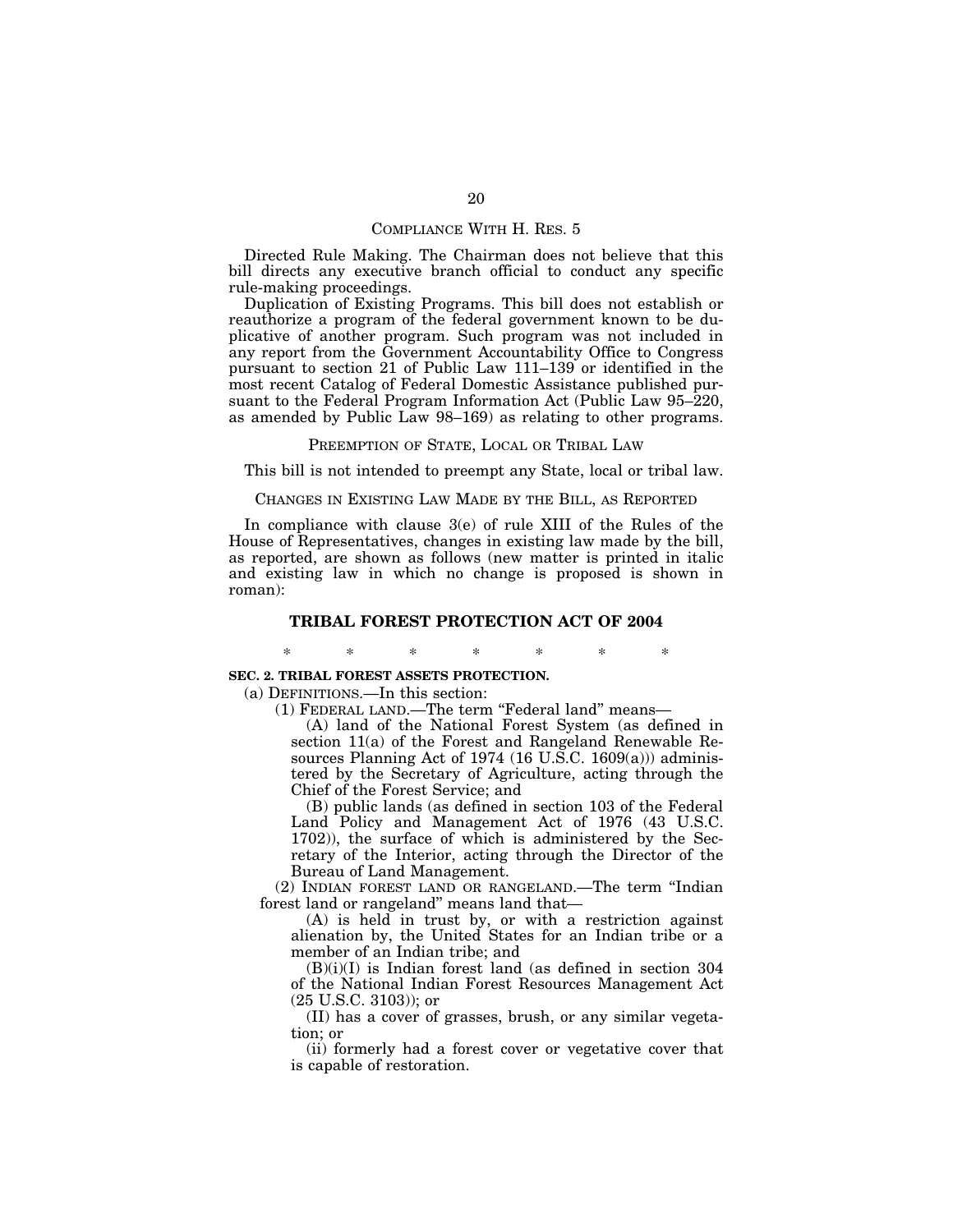## COMPLIANCE WITH H. RES. 5

Directed Rule Making. The Chairman does not believe that this bill directs any executive branch official to conduct any specific rule-making proceedings.

Duplication of Existing Programs. This bill does not establish or reauthorize a program of the federal government known to be duplicative of another program. Such program was not included in any report from the Government Accountability Office to Congress pursuant to section 21 of Public Law 111–139 or identified in the most recent Catalog of Federal Domestic Assistance published pursuant to the Federal Program Information Act (Public Law 95–220, as amended by Public Law 98–169) as relating to other programs.

## PREEMPTION OF STATE, LOCAL OR TRIBAL LAW

This bill is not intended to preempt any State, local or tribal law.

## CHANGES IN EXISTING LAW MADE BY THE BILL, AS REPORTED

In compliance with clause 3(e) of rule XIII of the Rules of the House of Representatives, changes in existing law made by the bill, as reported, are shown as follows (new matter is printed in italic and existing law in which no change is proposed is shown in roman):

## TRIBAL FOREST PROTECTION ACT OF 2004

\* \* \* \* \* \* \*

**SEC. 2. TRIBAL FOREST ASSETS PROTECTION.**

(a) DEFINITIONS.—In this section:

(1) FEDERAL LAND.—The term "Federal land" means—

(A) land of the National Forest System (as defined in section 11(a) of the Forest and Rangeland Renewable Resources Planning Act of 1974 (16 U.S.C. 1609(a))) administered by the Secretary of Agriculture, acting through the Chief of the Forest Service; and

(B) public lands (as defined in section 103 of the Federal Land Policy and Management Act of 1976 (43 U.S.C. 1702)), the surface of which is administered by the Secretary of the Interior, acting through the Director of the Bureau of Land Management.

(2) INDIAN FOREST LAND OR RANGELAND.—The term "Indian forest land or rangeland" means land that—

(A) is held in trust by, or with a restriction against alienation by, the United States for an Indian tribe or a member of an Indian tribe; and

(B)(i)(I) is Indian forest land (as defined in section 304 of the National Indian Forest Resources Management Act (25 U.S.C. 3103)); or

(II) has a cover of grasses, brush, or any similar vegetation; or

(ii) formerly had a forest cover or vegetative cover that is capable of restoration.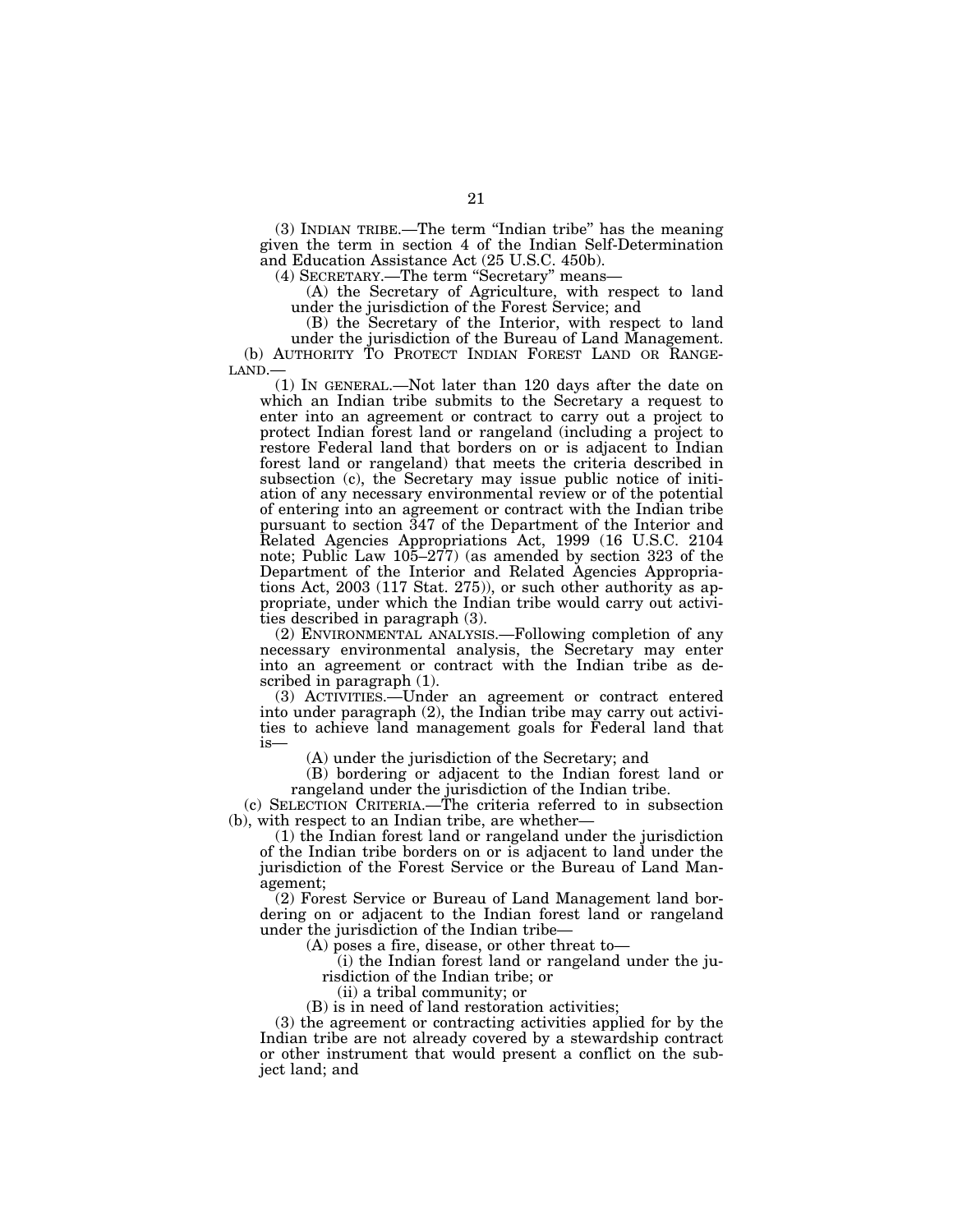(3) INDIAN TRIBE.—The term "Indian tribe" has the meaning given the term in section 4 of the Indian Self-Determination and Education Assistance Act (25 U.S.C. 450b).

(4) SECRETARY.—The term "Secretary" means—

(A) the Secretary of Agriculture, with respect to land under the jurisdiction of the Forest Service; and

(B) the Secretary of the Interior, with respect to land under the jurisdiction of the Bureau of Land Management.

(b) AUTHORITY TO PROTECT INDIAN FOREST LAND OR RANGELAND.—

(1) IN GENERAL.—Not later than 120 days after the date on which an Indian tribe submits to the Secretary a request to enter into an agreement or contract to carry out a project to protect Indian forest land or rangeland (including a project to restore Federal land that borders on or is adjacent to Indian forest land or rangeland) that meets the criteria described in subsection (c), the Secretary may issue public notice of initiation of any necessary environmental review or of the potential of entering into an agreement or contract with the Indian tribe pursuant to section 347 of the Department of the Interior and Related Agencies Appropriations Act, 1999 (16 U.S.C. 2104 note; Public Law 105–277) (as amended by section 323 of the Department of the Interior and Related Agencies Appropriations Act, 2003 (117 Stat. 275)), or such other authority as appropriate, under which the Indian tribe would carry out activities described in paragraph (3).

(2) ENVIRONMENTAL ANALYSIS.—Following completion of any necessary environmental analysis, the Secretary may enter into an agreement or contract with the Indian tribe as described in paragraph (1).

(3) ACTIVITIES.—Under an agreement or contract entered into under paragraph (2), the Indian tribe may carry out activities to achieve land management goals for Federal land that is—

(A) under the jurisdiction of the Secretary; and

(B) bordering or adjacent to the Indian forest land or rangeland under the jurisdiction of the Indian tribe.

(c) SELECTION CRITERIA.—The criteria referred to in subsection (b), with respect to an Indian tribe, are whether—

(1) the Indian forest land or rangeland under the jurisdiction of the Indian tribe borders on or is adjacent to land under the jurisdiction of the Forest Service or the Bureau of Land Management;

(2) Forest Service or Bureau of Land Management land bordering on or adjacent to the Indian forest land or rangeland under the jurisdiction of the Indian tribe—

(A) poses a fire, disease, or other threat to—

(i) the Indian forest land or rangeland under the jurisdiction of the Indian tribe; or

(ii) a tribal community; or

(B) is in need of land restoration activities;

(3) the agreement or contracting activities applied for by the Indian tribe are not already covered by a stewardship contract or other instrument that would present a conflict on the subject land; and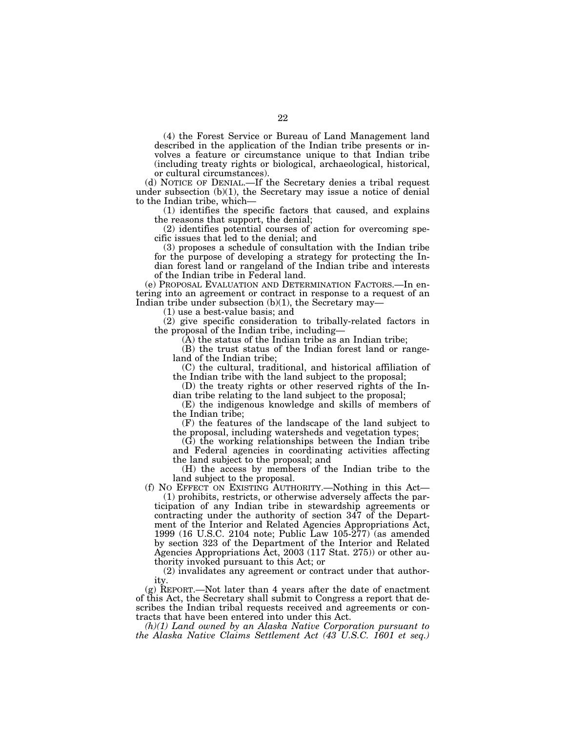(4) the Forest Service or Bureau of Land Management land described in the application of the Indian tribe presents or involves a feature or circumstance unique to that Indian tribe (including treaty rights or biological, archaeological, historical, or cultural circumstances).

(d) NOTICE OF DENIAL.—If the Secretary denies a tribal request under subsection (b)(1), the Secretary may issue a notice of denial to the Indian tribe, which—

(1) identifies the specific factors that caused, and explains the reasons that support, the denial;

(2) identifies potential courses of action for overcoming specific issues that led to the denial; and

(3) proposes a schedule of consultation with the Indian tribe for the purpose of developing a strategy for protecting the Indian forest land or rangeland of the Indian tribe and interests of the Indian tribe in Federal land.

(e) PROPOSAL EVALUATION AND DETERMINATION FACTORS.—In entering into an agreement or contract in response to a request of an Indian tribe under subsection (b)(1), the Secretary may—

(1) use a best-value basis; and

(2) give specific consideration to tribally-related factors in the proposal of the Indian tribe, including—

(A) the status of the Indian tribe as an Indian tribe;

(B) the trust status of the Indian forest land or rangeland of the Indian tribe;

(C) the cultural, traditional, and historical affiliation of the Indian tribe with the land subject to the proposal;

(D) the treaty rights or other reserved rights of the Indian tribe relating to the land subject to the proposal;

(E) the indigenous knowledge and skills of members of the Indian tribe;

(F) the features of the landscape of the land subject to the proposal, including watersheds and vegetation types;

(G) the working relationships between the Indian tribe and Federal agencies in coordinating activities affecting the land subject to the proposal; and

(H) the access by members of the Indian tribe to the land subject to the proposal.

(f) NO EFFECT ON EXISTING AUTHORITY.—Nothing in this Act—

(1) prohibits, restricts, or otherwise adversely affects the participation of any Indian tribe in stewardship agreements or contracting under the authority of section 347 of the Department of the Interior and Related Agencies Appropriations Act, 1999 (16 U.S.C. 2104 note; Public Law 105-277) (as amended by section 323 of the Department of the Interior and Related Agencies Appropriations Act, 2003 (117 Stat. 275)) or other authority invoked pursuant to this Act; or

(2) invalidates any agreement or contract under that authority.

(g) REPORT.—Not later than 4 years after the date of enactment of this Act, the Secretary shall submit to Congress a report that describes the Indian tribal requests received and agreements or contracts that have been entered into under this Act.

*(h)(1) Land owned by an Alaska Native Corporation pursuant to the Alaska Native Claims Settlement Act (43 U.S.C. 1601 et seq.)*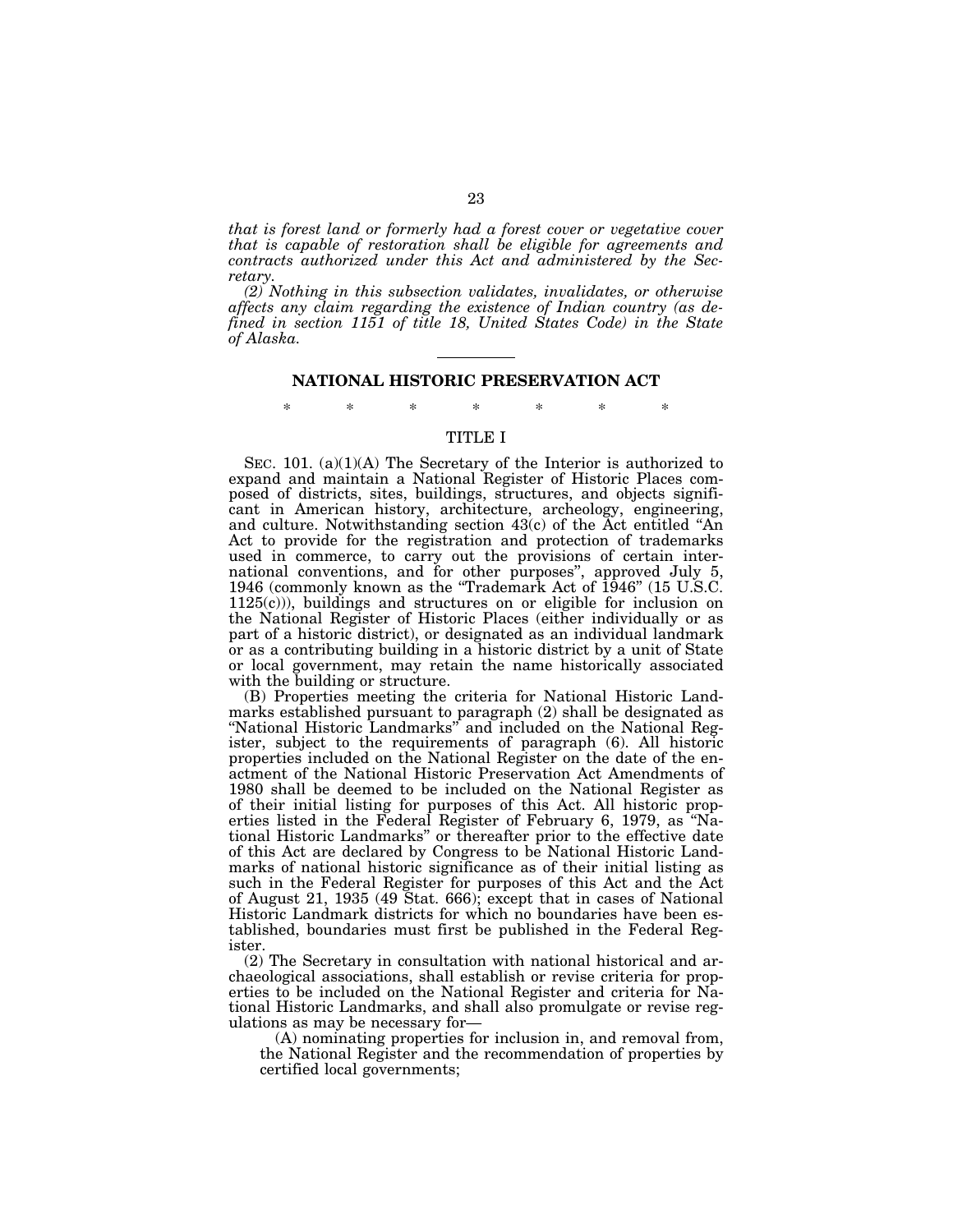*that is forest land or formerly had a forest cover or vegetative cover that is capable of restoration shall be eligible for agreements and contracts authorized under this Act and administered by the Secretary.*

*(2) Nothing in this subsection validates, invalidates, or otherwise affects any claim regarding the existence of Indian country (as defined in section 1151 of title 18, United States Code) in the State of Alaska.*

---

## NATIONAL HISTORIC PRESERVATION ACT

\* \* \* \* \* \* \*

### TITLE I

SEC. 101. (a)(1)(A) The Secretary of the Interior is authorized to expand and maintain a National Register of Historic Places composed of districts, sites, buildings, structures, and objects significant in American history, architecture, archeology, engineering, and culture. Notwithstanding section 43(c) of the Act entitled "An Act to provide for the registration and protection of trademarks used in commerce, to carry out the provisions of certain international conventions, and for other purposes", approved July 5, 1946 (commonly known as the "Trademark Act of 1946" (15 U.S.C. 1125(c))), buildings and structures on or eligible for inclusion on the National Register of Historic Places (either individually or as part of a historic district), or designated as an individual landmark or as a contributing building in a historic district by a unit of State or local government, may retain the name historically associated with the building or structure.

(B) Properties meeting the criteria for National Historic Landmarks established pursuant to paragraph (2) shall be designated as "National Historic Landmarks" and included on the National Register, subject to the requirements of paragraph (6). All historic properties included on the National Register on the date of the enactment of the National Historic Preservation Act Amendments of 1980 shall be deemed to be included on the National Register as of their initial listing for purposes of this Act. All historic properties listed in the Federal Register of February 6, 1979, as "National Historic Landmarks" or thereafter prior to the effective date of this Act are declared by Congress to be National Historic Landmarks of national historic significance as of their initial listing as such in the Federal Register for purposes of this Act and the Act of August 21, 1935 (49 Stat. 666); except that in cases of National Historic Landmark districts for which no boundaries have been established, boundaries must first be published in the Federal Register.

(2) The Secretary in consultation with national historical and archaeological associations, shall establish or revise criteria for properties to be included on the National Register and criteria for National Historic Landmarks, and shall also promulgate or revise regulations as may be necessary for—

(A) nominating properties for inclusion in, and removal from, the National Register and the recommendation of properties by certified local governments;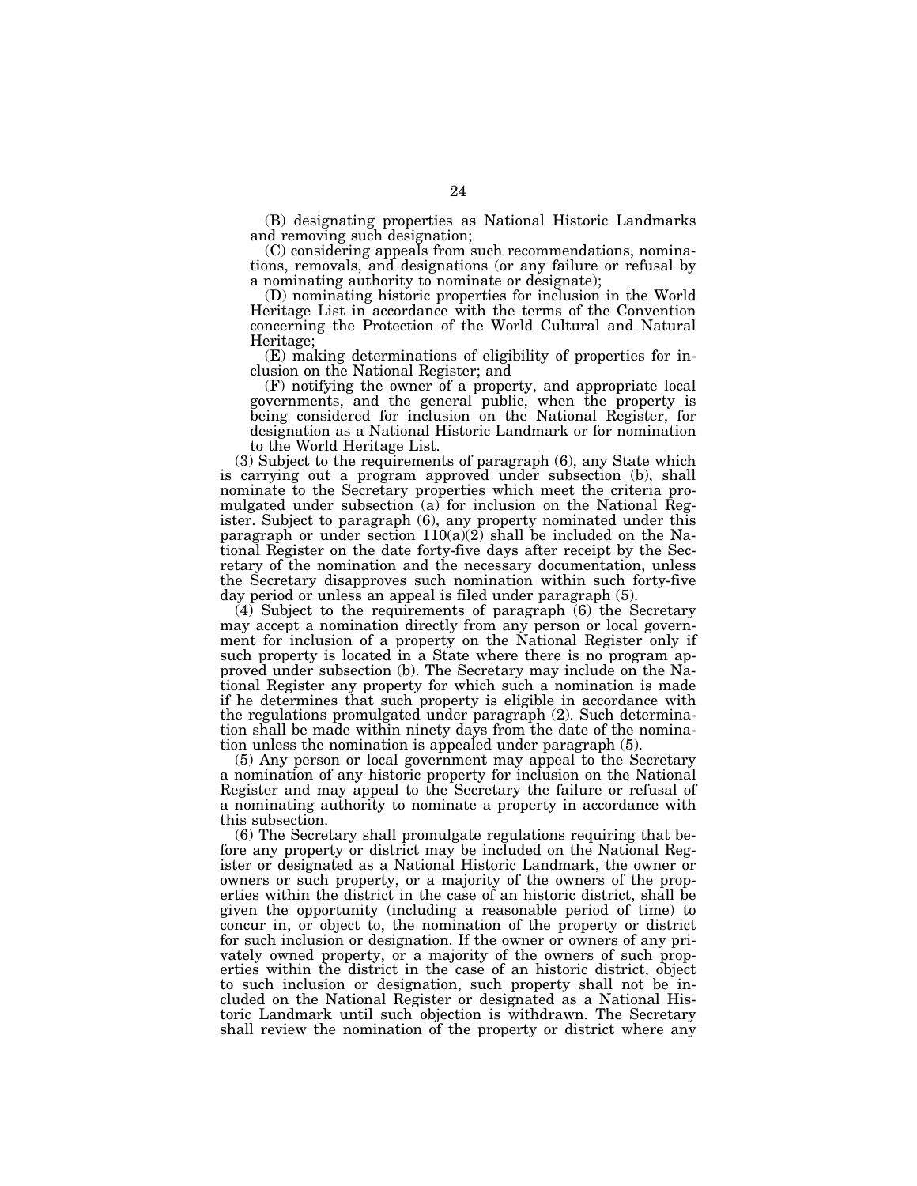(B) designating properties as National Historic Landmarks and removing such designation;

(C) considering appeals from such recommendations, nominations, removals, and designations (or any failure or refusal by a nominating authority to nominate or designate);

(D) nominating historic properties for inclusion in the World Heritage List in accordance with the terms of the Convention concerning the Protection of the World Cultural and Natural Heritage;

(E) making determinations of eligibility of properties for inclusion on the National Register; and

(F) notifying the owner of a property, and appropriate local governments, and the general public, when the property is being considered for inclusion on the National Register, for designation as a National Historic Landmark or for nomination to the World Heritage List.

(3) Subject to the requirements of paragraph (6), any State which is carrying out a program approved under subsection (b), shall nominate to the Secretary properties which meet the criteria promulgated under subsection (a) for inclusion on the National Register. Subject to paragraph (6), any property nominated under this paragraph or under section 110(a)(2) shall be included on the National Register on the date forty-five days after receipt by the Secretary of the nomination and the necessary documentation, unless the Secretary disapproves such nomination within such forty-five day period or unless an appeal is filed under paragraph (5).

(4) Subject to the requirements of paragraph (6) the Secretary may accept a nomination directly from any person or local government for inclusion of a property on the National Register only if such property is located in a State where there is no program approved under subsection (b). The Secretary may include on the National Register any property for which such a nomination is made if he determines that such property is eligible in accordance with the regulations promulgated under paragraph (2). Such determination shall be made within ninety days from the date of the nomination unless the nomination is appealed under paragraph (5).

(5) Any person or local government may appeal to the Secretary a nomination of any historic property for inclusion on the National Register and may appeal to the Secretary the failure or refusal of a nominating authority to nominate a property in accordance with this subsection.

(6) The Secretary shall promulgate regulations requiring that before any property or district may be included on the National Register or designated as a National Historic Landmark, the owner or owners or such property, or a majority of the owners of the properties within the district in the case of an historic district, shall be given the opportunity (including a reasonable period of time) to concur in, or object to, the nomination of the property or district for such inclusion or designation. If the owner or owners of any privately owned property, or a majority of the owners of such properties within the district in the case of an historic district, object to such inclusion or designation, such property shall not be included on the National Register or designated as a National Historic Landmark until such objection is withdrawn. The Secretary shall review the nomination of the property or district where any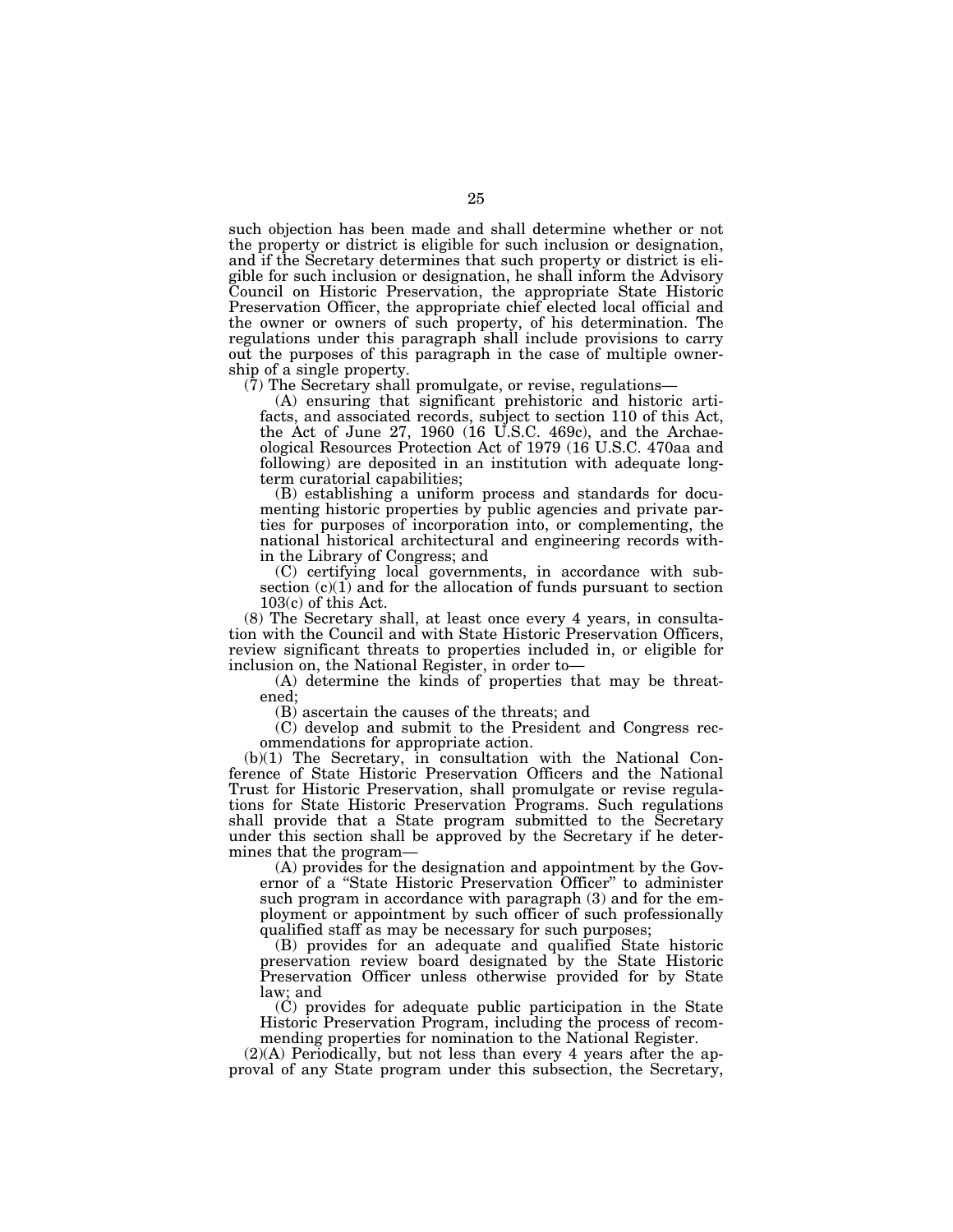such objection has been made and shall determine whether or not the property or district is eligible for such inclusion or designation, and if the Secretary determines that such property or district is eligible for such inclusion or designation, he shall inform the Advisory Council on Historic Preservation, the appropriate State Historic Preservation Officer, the appropriate chief elected local official and the owner or owners of such property, of his determination. The regulations under this paragraph shall include provisions to carry out the purposes of this paragraph in the case of multiple ownership of a single property.

(7) The Secretary shall promulgate, or revise, regulations—

(A) ensuring that significant prehistoric and historic artifacts, and associated records, subject to section 110 of this Act, the Act of June 27, 1960 (16 U.S.C. 469c), and the Archaeological Resources Protection Act of 1979 (16 U.S.C. 470aa and following) are deposited in an institution with adequate long-term curatorial capabilities;

(B) establishing a uniform process and standards for documenting historic properties by public agencies and private parties for purposes of incorporation into, or complementing, the national historical architectural and engineering records within the Library of Congress; and

(C) certifying local governments, in accordance with subsection (c)(1) and for the allocation of funds pursuant to section 103(c) of this Act.

(8) The Secretary shall, at least once every 4 years, in consultation with the Council and with State Historic Preservation Officers, review significant threats to properties included in, or eligible for inclusion on, the National Register, in order to—

(A) determine the kinds of properties that may be threatened;

(B) ascertain the causes of the threats; and

(C) develop and submit to the President and Congress recommendations for appropriate action.

(b)(1) The Secretary, in consultation with the National Conference of State Historic Preservation Officers and the National Trust for Historic Preservation, shall promulgate or revise regulations for State Historic Preservation Programs. Such regulations shall provide that a State program submitted to the Secretary under this section shall be approved by the Secretary if he determines that the program—

(A) provides for the designation and appointment by the Governor of a "State Historic Preservation Officer" to administer such program in accordance with paragraph (3) and for the employment or appointment by such officer of such professionally qualified staff as may be necessary for such purposes;

(B) provides for an adequate and qualified State historic preservation review board designated by the State Historic Preservation Officer unless otherwise provided for by State law; and

(C) provides for adequate public participation in the State Historic Preservation Program, including the process of recommending properties for nomination to the National Register.

(2)(A) Periodically, but not less than every 4 years after the approval of any State program under this subsection, the Secretary,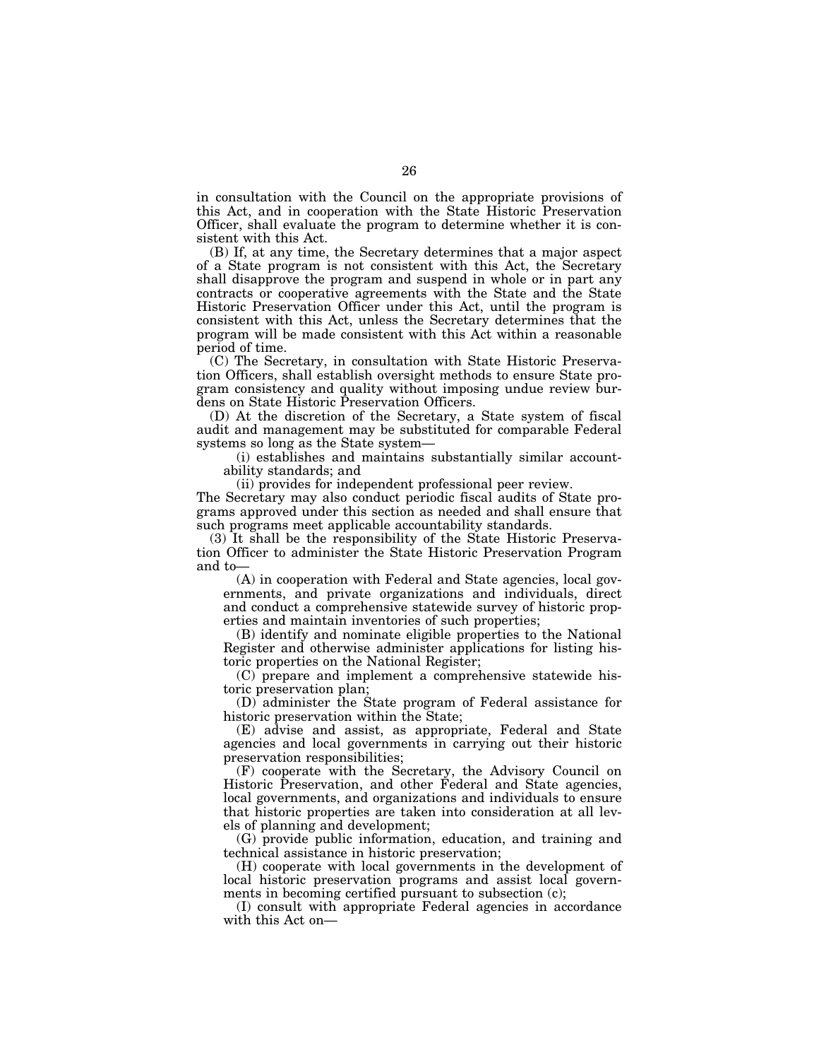in consultation with the Council on the appropriate provisions of this Act, and in cooperation with the State Historic Preservation Officer, shall evaluate the program to determine whether it is consistent with this Act.

(B) If, at any time, the Secretary determines that a major aspect of a State program is not consistent with this Act, the Secretary shall disapprove the program and suspend in whole or in part any contracts or cooperative agreements with the State and the State Historic Preservation Officer under this Act, until the program is consistent with this Act, unless the Secretary determines that the program will be made consistent with this Act within a reasonable period of time.

(C) The Secretary, in consultation with State Historic Preservation Officers, shall establish oversight methods to ensure State program consistency and quality without imposing undue review burdens on State Historic Preservation Officers.

(D) At the discretion of the Secretary, a State system of fiscal audit and management may be substituted for comparable Federal systems so long as the State system—

(i) establishes and maintains substantially similar accountability standards; and

(ii) provides for independent professional peer review.

The Secretary may also conduct periodic fiscal audits of State programs approved under this section as needed and shall ensure that such programs meet applicable accountability standards.

(3) It shall be the responsibility of the State Historic Preservation Officer to administer the State Historic Preservation Program and to—

(A) in cooperation with Federal and State agencies, local governments, and private organizations and individuals, direct and conduct a comprehensive statewide survey of historic properties and maintain inventories of such properties;

(B) identify and nominate eligible properties to the National Register and otherwise administer applications for listing historic properties on the National Register;

(C) prepare and implement a comprehensive statewide historic preservation plan;

(D) administer the State program of Federal assistance for historic preservation within the State;

(E) advise and assist, as appropriate, Federal and State agencies and local governments in carrying out their historic preservation responsibilities;

(F) cooperate with the Secretary, the Advisory Council on Historic Preservation, and other Federal and State agencies, local governments, and organizations and individuals to ensure that historic properties are taken into consideration at all levels of planning and development;

(G) provide public information, education, and training and technical assistance in historic preservation;

(H) cooperate with local governments in the development of local historic preservation programs and assist local governments in becoming certified pursuant to subsection (c);

(I) consult with appropriate Federal agencies in accordance with this Act on—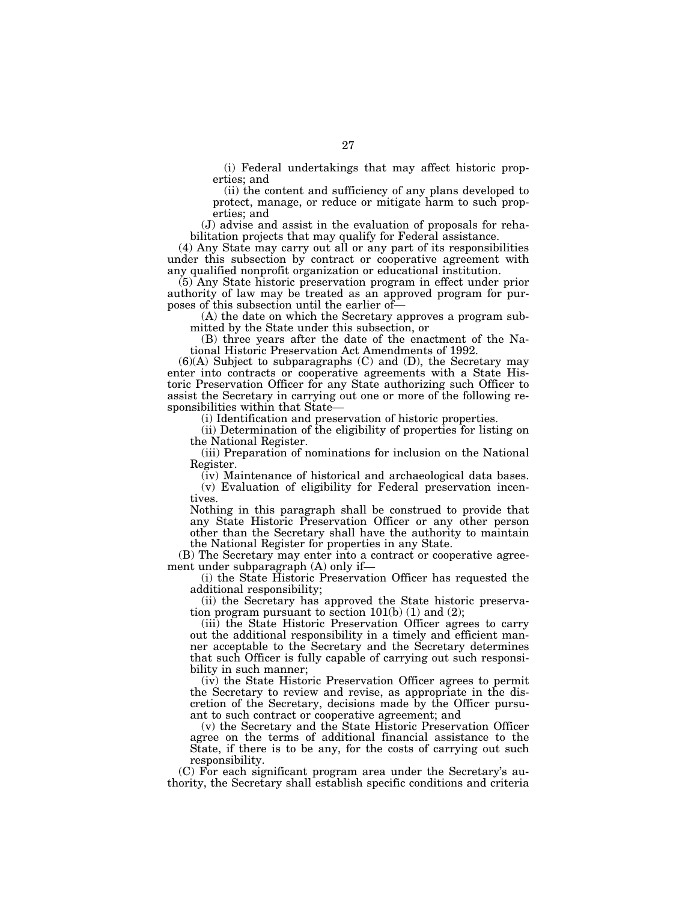(i) Federal undertakings that may affect historic properties; and

(ii) the content and sufficiency of any plans developed to protect, manage, or reduce or mitigate harm to such properties; and

(J) advise and assist in the evaluation of proposals for rehabilitation projects that may qualify for Federal assistance.

(4) Any State may carry out all or any part of its responsibilities under this subsection by contract or cooperative agreement with any qualified nonprofit organization or educational institution.

(5) Any State historic preservation program in effect under prior authority of law may be treated as an approved program for purposes of this subsection until the earlier of—

(A) the date on which the Secretary approves a program submitted by the State under this subsection, or

(B) three years after the date of the enactment of the National Historic Preservation Act Amendments of 1992.

(6)(A) Subject to subparagraphs (C) and (D), the Secretary may enter into contracts or cooperative agreements with a State Historic Preservation Officer for any State authorizing such Officer to assist the Secretary in carrying out one or more of the following responsibilities within that State—

(i) Identification and preservation of historic properties.

(ii) Determination of the eligibility of properties for listing on the National Register.

(iii) Preparation of nominations for inclusion on the National Register.

(iv) Maintenance of historical and archaeological data bases.

(v) Evaluation of eligibility for Federal preservation incentives.

Nothing in this paragraph shall be construed to provide that any State Historic Preservation Officer or any other person other than the Secretary shall have the authority to maintain the National Register for properties in any State.

(B) The Secretary may enter into a contract or cooperative agreement under subparagraph (A) only if—

(i) the State Historic Preservation Officer has requested the additional responsibility;

(ii) the Secretary has approved the State historic preservation program pursuant to section 101(b) (1) and (2);

(iii) the State Historic Preservation Officer agrees to carry out the additional responsibility in a timely and efficient manner acceptable to the Secretary and the Secretary determines that such Officer is fully capable of carrying out such responsibility in such manner;

(iv) the State Historic Preservation Officer agrees to permit the Secretary to review and revise, as appropriate in the discretion of the Secretary, decisions made by the Officer pursuant to such contract or cooperative agreement; and

(v) the Secretary and the State Historic Preservation Officer agree on the terms of additional financial assistance to the State, if there is to be any, for the costs of carrying out such responsibility.

(C) For each significant program area under the Secretary's authority, the Secretary shall establish specific conditions and criteria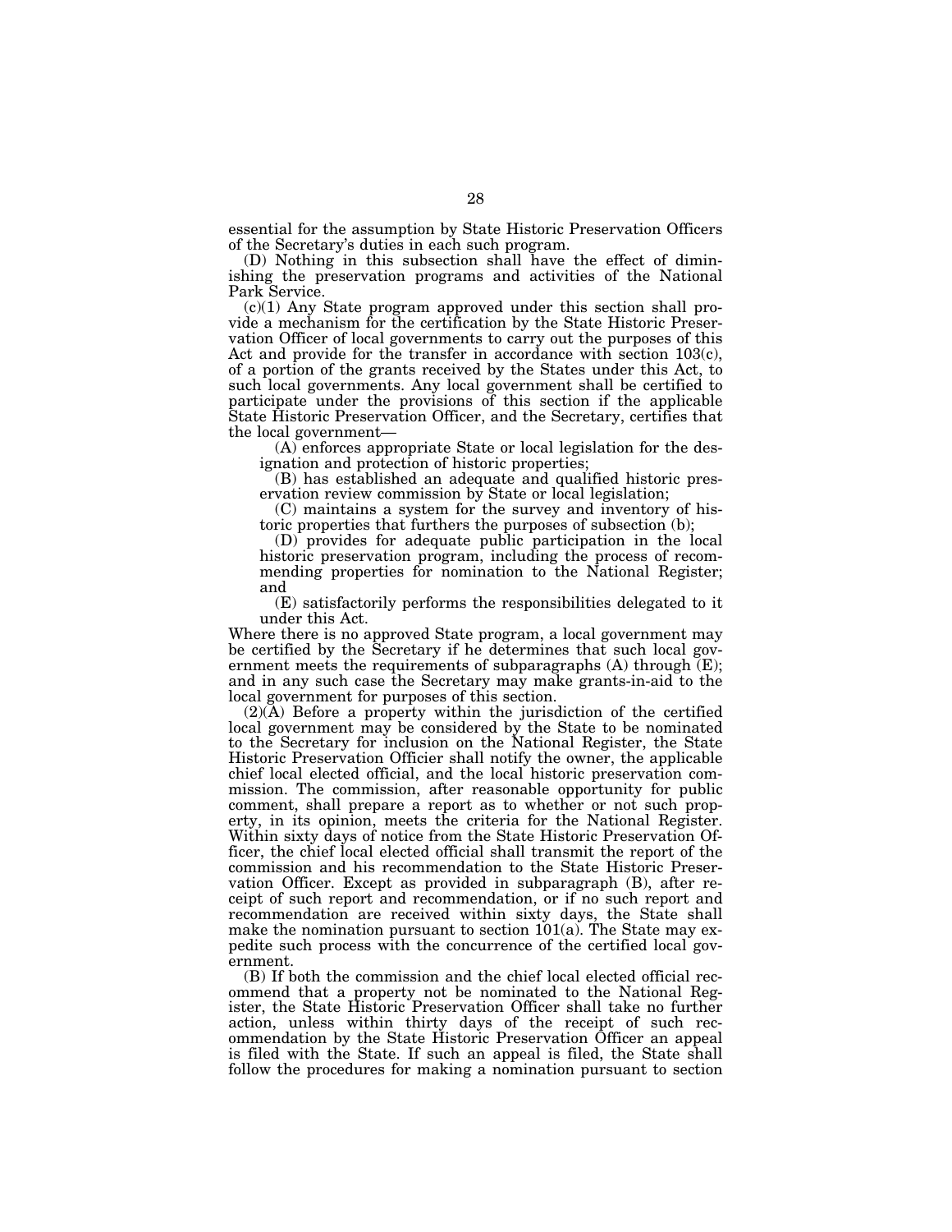essential for the assumption by State Historic Preservation Officers of the Secretary's duties in each such program.

(D) Nothing in this subsection shall have the effect of diminishing the preservation programs and activities of the National Park Service.

(c)(1) Any State program approved under this section shall provide a mechanism for the certification by the State Historic Preservation Officer of local governments to carry out the purposes of this Act and provide for the transfer in accordance with section 103(c), of a portion of the grants received by the States under this Act, to such local governments. Any local government shall be certified to participate under the provisions of this section if the applicable State Historic Preservation Officer, and the Secretary, certifies that the local government—

(A) enforces appropriate State or local legislation for the designation and protection of historic properties;

(B) has established an adequate and qualified historic preservation review commission by State or local legislation;

(C) maintains a system for the survey and inventory of historic properties that furthers the purposes of subsection (b);

(D) provides for adequate public participation in the local historic preservation program, including the process of recommending properties for nomination to the National Register; and

(E) satisfactorily performs the responsibilities delegated to it under this Act.

Where there is no approved State program, a local government may be certified by the Secretary if he determines that such local government meets the requirements of subparagraphs (A) through (E); and in any such case the Secretary may make grants-in-aid to the local government for purposes of this section.

(2)(A) Before a property within the jurisdiction of the certified local government may be considered by the State to be nominated to the Secretary for inclusion on the National Register, the State Historic Preservation Officier shall notify the owner, the applicable chief local elected official, and the local historic preservation commission. The commission, after reasonable opportunity for public comment, shall prepare a report as to whether or not such property, in its opinion, meets the criteria for the National Register. Within sixty days of notice from the State Historic Preservation Officer, the chief local elected official shall transmit the report of the commission and his recommendation to the State Historic Preservation Officer. Except as provided in subparagraph (B), after receipt of such report and recommendation, or if no such report and recommendation are received within sixty days, the State shall make the nomination pursuant to section 101(a). The State may expedite such process with the concurrence of the certified local government.

(B) If both the commission and the chief local elected official recommend that a property not be nominated to the National Register, the State Historic Preservation Officer shall take no further action, unless within thirty days of the receipt of such recommendation by the State Historic Preservation Officer an appeal is filed with the State. If such an appeal is filed, the State shall follow the procedures for making a nomination pursuant to section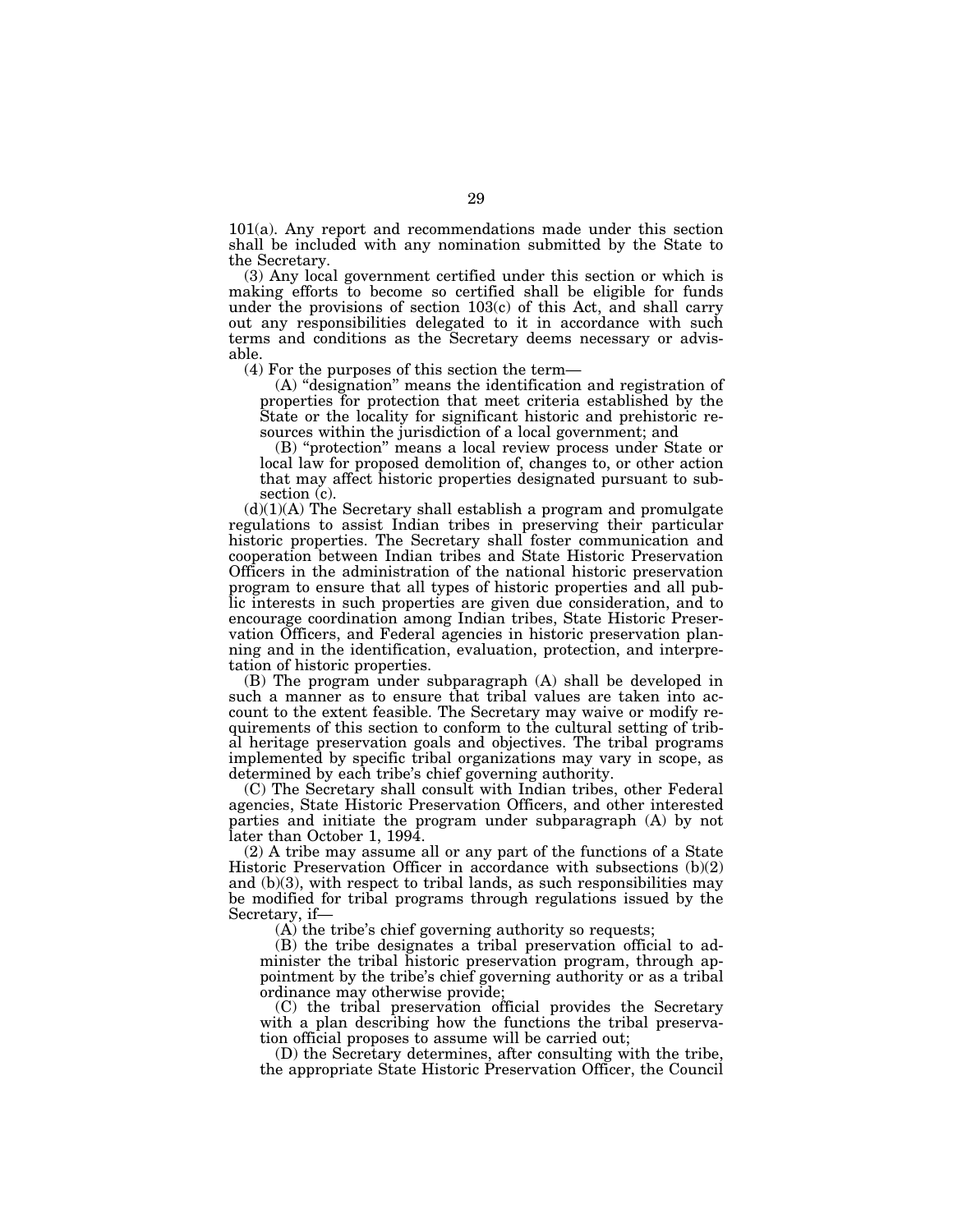101(a). Any report and recommendations made under this section shall be included with any nomination submitted by the State to the Secretary.

(3) Any local government certified under this section or which is making efforts to become so certified shall be eligible for funds under the provisions of section 103(c) of this Act, and shall carry out any responsibilities delegated to it in accordance with such terms and conditions as the Secretary deems necessary or advisable.

(4) For the purposes of this section the term—

(A) "designation" means the identification and registration of properties for protection that meet criteria established by the State or the locality for significant historic and prehistoric resources within the jurisdiction of a local government; and

(B) "protection" means a local review process under State or local law for proposed demolition of, changes to, or other action that may affect historic properties designated pursuant to subsection (c).

(d)(1)(A) The Secretary shall establish a program and promulgate regulations to assist Indian tribes in preserving their particular historic properties. The Secretary shall foster communication and cooperation between Indian tribes and State Historic Preservation Officers in the administration of the national historic preservation program to ensure that all types of historic properties and all public interests in such properties are given due consideration, and to encourage coordination among Indian tribes, State Historic Preservation Officers, and Federal agencies in historic preservation planning and in the identification, evaluation, protection, and interpretation of historic properties.

(B) The program under subparagraph (A) shall be developed in such a manner as to ensure that tribal values are taken into account to the extent feasible. The Secretary may waive or modify requirements of this section to conform to the cultural setting of tribal heritage preservation goals and objectives. The tribal programs implemented by specific tribal organizations may vary in scope, as determined by each tribe's chief governing authority.

(C) The Secretary shall consult with Indian tribes, other Federal agencies, State Historic Preservation Officers, and other interested parties and initiate the program under subparagraph (A) by not later than October 1, 1994.

(2) A tribe may assume all or any part of the functions of a State Historic Preservation Officer in accordance with subsections (b)(2) and (b)(3), with respect to tribal lands, as such responsibilities may be modified for tribal programs through regulations issued by the Secretary, if—

(A) the tribe's chief governing authority so requests;

(B) the tribe designates a tribal preservation official to administer the tribal historic preservation program, through appointment by the tribe's chief governing authority or as a tribal ordinance may otherwise provide;

(C) the tribal preservation official provides the Secretary with a plan describing how the functions the tribal preservation official proposes to assume will be carried out;

(D) the Secretary determines, after consulting with the tribe, the appropriate State Historic Preservation Officer, the Council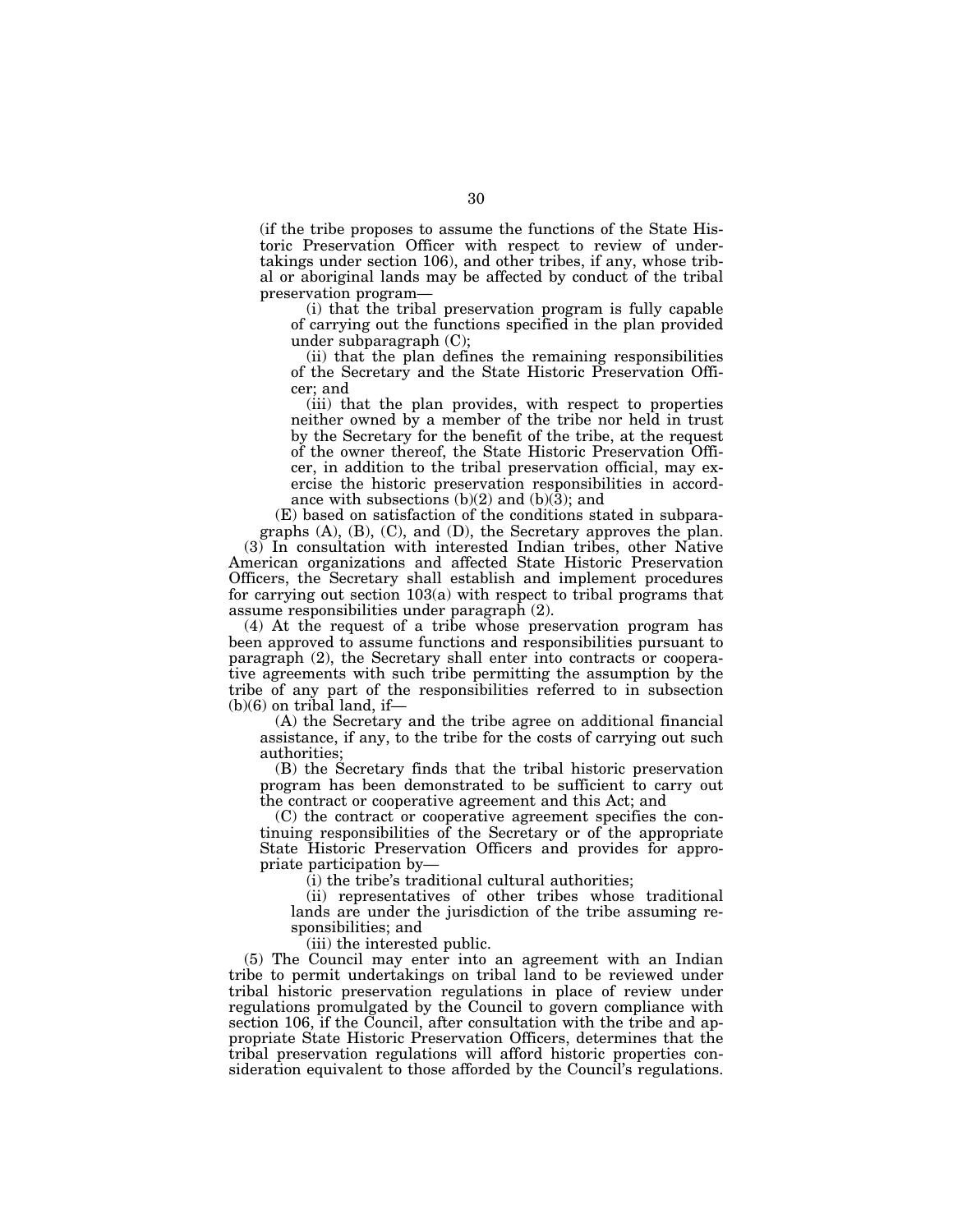(if the tribe proposes to assume the functions of the State Historic Preservation Officer with respect to review of undertakings under section 106), and other tribes, if any, whose tribal or aboriginal lands may be affected by conduct of the tribal preservation program—

(i) that the tribal preservation program is fully capable of carrying out the functions specified in the plan provided under subparagraph (C);

(ii) that the plan defines the remaining responsibilities of the Secretary and the State Historic Preservation Officer; and

(iii) that the plan provides, with respect to properties neither owned by a member of the tribe nor held in trust by the Secretary for the benefit of the tribe, at the request of the owner thereof, the State Historic Preservation Officer, in addition to the tribal preservation official, may exercise the historic preservation responsibilities in accordance with subsections (b)(2) and (b)(3); and

(E) based on satisfaction of the conditions stated in subparagraphs (A), (B), (C), and (D), the Secretary approves the plan.

(3) In consultation with interested Indian tribes, other Native American organizations and affected State Historic Preservation Officers, the Secretary shall establish and implement procedures for carrying out section 103(a) with respect to tribal programs that assume responsibilities under paragraph (2).

(4) At the request of a tribe whose preservation program has been approved to assume functions and responsibilities pursuant to paragraph (2), the Secretary shall enter into contracts or cooperative agreements with such tribe permitting the assumption by the tribe of any part of the responsibilities referred to in subsection (b)(6) on tribal land, if—

(A) the Secretary and the tribe agree on additional financial assistance, if any, to the tribe for the costs of carrying out such authorities;

(B) the Secretary finds that the tribal historic preservation program has been demonstrated to be sufficient to carry out the contract or cooperative agreement and this Act; and

(C) the contract or cooperative agreement specifies the continuing responsibilities of the Secretary or of the appropriate State Historic Preservation Officers and provides for appropriate participation by—

(i) the tribe's traditional cultural authorities;

(ii) representatives of other tribes whose traditional lands are under the jurisdiction of the tribe assuming responsibilities; and

(iii) the interested public.

(5) The Council may enter into an agreement with an Indian tribe to permit undertakings on tribal land to be reviewed under tribal historic preservation regulations in place of review under regulations promulgated by the Council to govern compliance with section 106, if the Council, after consultation with the tribe and appropriate State Historic Preservation Officers, determines that the tribal preservation regulations will afford historic properties consideration equivalent to those afforded by the Council's regulations.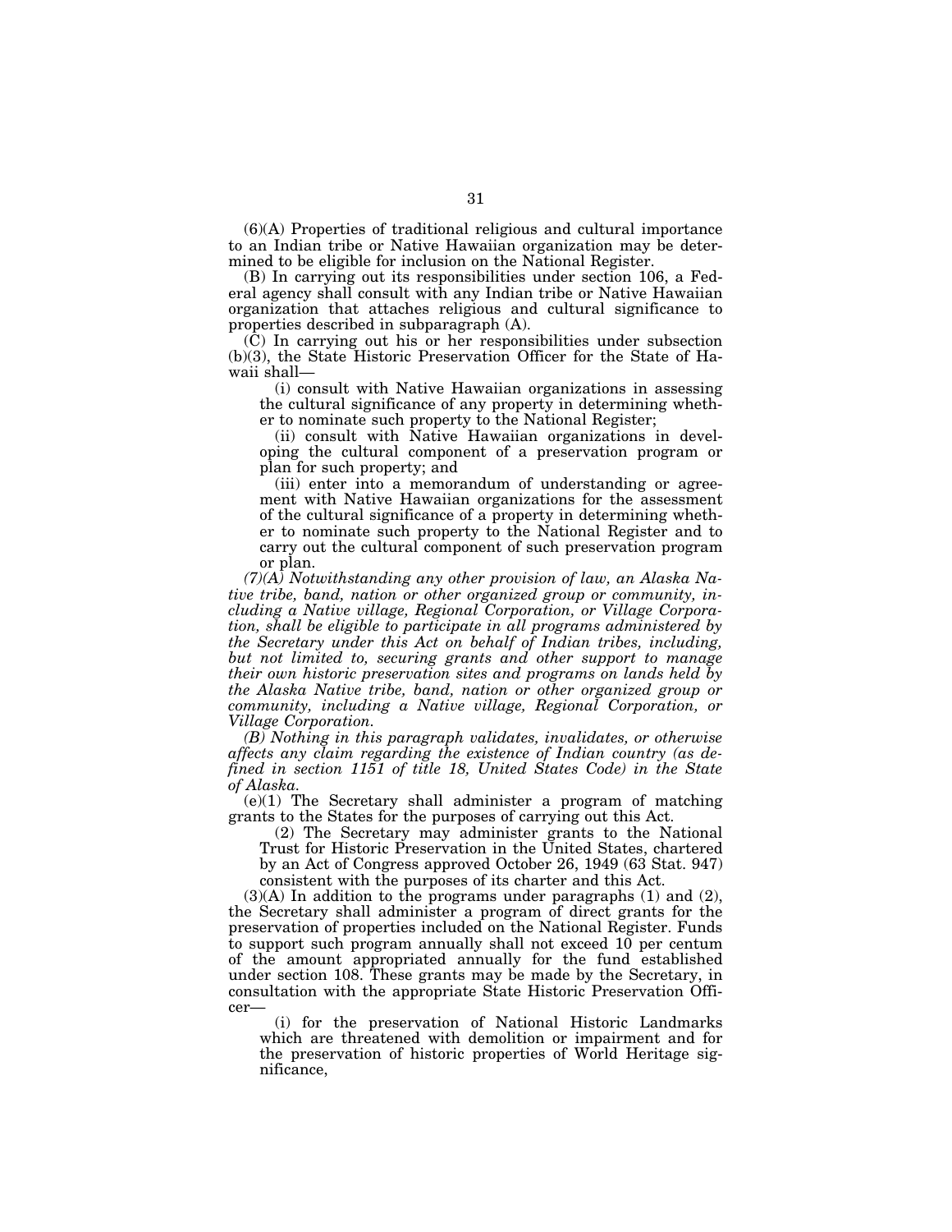(6)(A) Properties of traditional religious and cultural importance to an Indian tribe or Native Hawaiian organization may be determined to be eligible for inclusion on the National Register.

(B) In carrying out its responsibilities under section 106, a Federal agency shall consult with any Indian tribe or Native Hawaiian organization that attaches religious and cultural significance to properties described in subparagraph (A).

(C) In carrying out his or her responsibilities under subsection (b)(3), the State Historic Preservation Officer for the State of Hawaii shall—

(i) consult with Native Hawaiian organizations in assessing the cultural significance of any property in determining whether to nominate such property to the National Register;

(ii) consult with Native Hawaiian organizations in developing the cultural component of a preservation program or plan for such property; and

(iii) enter into a memorandum of understanding or agreement with Native Hawaiian organizations for the assessment of the cultural significance of a property in determining whether to nominate such property to the National Register and to carry out the cultural component of such preservation program or plan.

*(7)(A) Notwithstanding any other provision of law, an Alaska Native tribe, band, nation or other organized group or community, including a Native village, Regional Corporation, or Village Corporation, shall be eligible to participate in all programs administered by the Secretary under this Act on behalf of Indian tribes, including, but not limited to, securing grants and other support to manage their own historic preservation sites and programs on lands held by the Alaska Native tribe, band, nation or other organized group or community, including a Native village, Regional Corporation, or Village Corporation.*

*(B) Nothing in this paragraph validates, invalidates, or otherwise affects any claim regarding the existence of Indian country (as defined in section 1151 of title 18, United States Code) in the State of Alaska.*

(e)(1) The Secretary shall administer a program of matching grants to the States for the purposes of carrying out this Act.

(2) The Secretary may administer grants to the National Trust for Historic Preservation in the United States, chartered by an Act of Congress approved October 26, 1949 (63 Stat. 947) consistent with the purposes of its charter and this Act.

(3)(A) In addition to the programs under paragraphs (1) and (2), the Secretary shall administer a program of direct grants for the preservation of properties included on the National Register. Funds to support such program annually shall not exceed 10 per centum of the amount appropriated annually for the fund established under section 108. These grants may be made by the Secretary, in consultation with the appropriate State Historic Preservation Officer—

(i) for the preservation of National Historic Landmarks which are threatened with demolition or impairment and for the preservation of historic properties of World Heritage significance,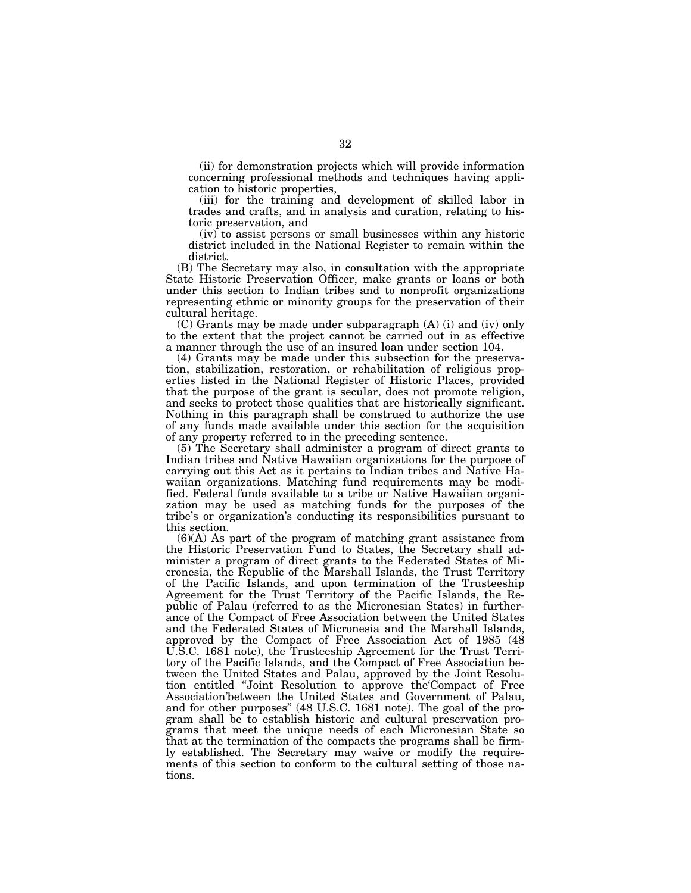(ii) for demonstration projects which will provide information concerning professional methods and techniques having application to historic properties,

(iii) for the training and development of skilled labor in trades and crafts, and in analysis and curation, relating to historic preservation, and

(iv) to assist persons or small businesses within any historic district included in the National Register to remain within the district.

(B) The Secretary may also, in consultation with the appropriate State Historic Preservation Officer, make grants or loans or both under this section to Indian tribes and to nonprofit organizations representing ethnic or minority groups for the preservation of their cultural heritage.

(C) Grants may be made under subparagraph (A) (i) and (iv) only to the extent that the project cannot be carried out in as effective a manner through the use of an insured loan under section 104.

(4) Grants may be made under this subsection for the preservation, stabilization, restoration, or rehabilitation of religious properties listed in the National Register of Historic Places, provided that the purpose of the grant is secular, does not promote religion, and seeks to protect those qualities that are historically significant. Nothing in this paragraph shall be construed to authorize the use of any funds made available under this section for the acquisition of any property referred to in the preceding sentence.

(5) The Secretary shall administer a program of direct grants to Indian tribes and Native Hawaiian organizations for the purpose of carrying out this Act as it pertains to Indian tribes and Native Hawaiian organizations. Matching fund requirements may be modified. Federal funds available to a tribe or Native Hawaiian organization may be used as matching funds for the purposes of the tribe's or organization's conducting its responsibilities pursuant to this section.

(6)(A) As part of the program of matching grant assistance from the Historic Preservation Fund to States, the Secretary shall administer a program of direct grants to the Federated States of Micronesia, the Republic of the Marshall Islands, the Trust Territory of the Pacific Islands, and upon termination of the Trusteeship Agreement for the Trust Territory of the Pacific Islands, the Republic of Palau (referred to as the Micronesian States) in furtherance of the Compact of Free Association between the United States and the Federated States of Micronesia and the Marshall Islands, approved by the Compact of Free Association Act of 1985 (48 U.S.C. 1681 note), the Trusteeship Agreement for the Trust Territory of the Pacific Islands, and the Compact of Free Association between the United States and Palau, approved by the Joint Resolution entitled "Joint Resolution to approve the'Compact of Free Association'between the United States and Government of Palau, and for other purposes" (48 U.S.C. 1681 note). The goal of the program shall be to establish historic and cultural preservation programs that meet the unique needs of each Micronesian State so that at the termination of the compacts the programs shall be firmly established. The Secretary may waive or modify the requirements of this section to conform to the cultural setting of those nations.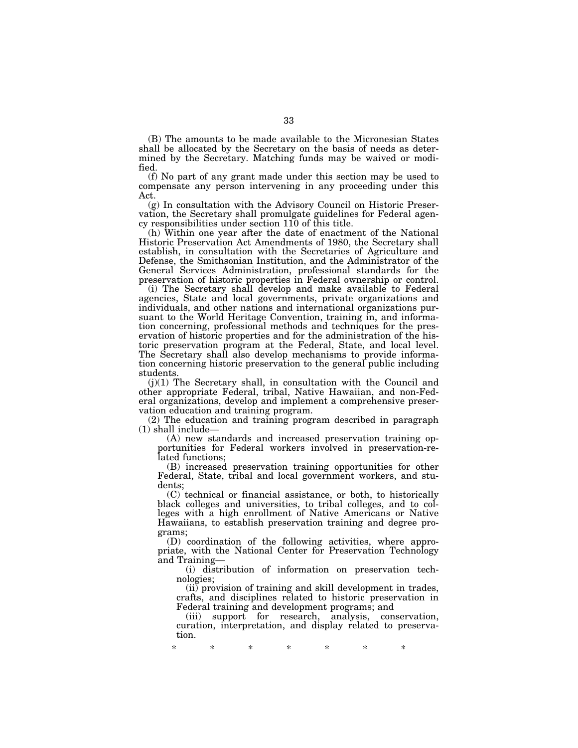(B) The amounts to be made available to the Micronesian States shall be allocated by the Secretary on the basis of needs as determined by the Secretary. Matching funds may be waived or modified.

(f) No part of any grant made under this section may be used to compensate any person intervening in any proceeding under this Act.

(g) In consultation with the Advisory Council on Historic Preservation, the Secretary shall promulgate guidelines for Federal agency responsibilities under section 110 of this title.

(h) Within one year after the date of enactment of the National Historic Preservation Act Amendments of 1980, the Secretary shall establish, in consultation with the Secretaries of Agriculture and Defense, the Smithsonian Institution, and the Administrator of the General Services Administration, professional standards for the preservation of historic properties in Federal ownership or control.

(i) The Secretary shall develop and make available to Federal agencies, State and local governments, private organizations and individuals, and other nations and international organizations pursuant to the World Heritage Convention, training in, and information concerning, professional methods and techniques for the preservation of historic properties and for the administration of the historic preservation program at the Federal, State, and local level. The Secretary shall also develop mechanisms to provide information concerning historic preservation to the general public including students.

(j)(1) The Secretary shall, in consultation with the Council and other appropriate Federal, tribal, Native Hawaiian, and non-Federal organizations, develop and implement a comprehensive preservation education and training program.

(2) The education and training program described in paragraph (1) shall include—

> (A) new standards and increased preservation training opportunities for Federal workers involved in preservation-related functions;
>
> (B) increased preservation training opportunities for other Federal, State, tribal and local government workers, and students;
>
> (C) technical or financial assistance, or both, to historically black colleges and universities, to tribal colleges, and to colleges with a high enrollment of Native Americans or Native Hawaiians, to establish preservation training and degree programs;
>
> (D) coordination of the following activities, where appropriate, with the National Center for Preservation Technology and Training—
>
> > (i) distribution of information on preservation technologies;
> >
> > (ii) provision of training and skill development in trades, crafts, and disciplines related to historic preservation in Federal training and development programs; and
> >
> > (iii) support for research, analysis, conservation, curation, interpretation, and display related to preservation.

\* \* \* \* \* \* \*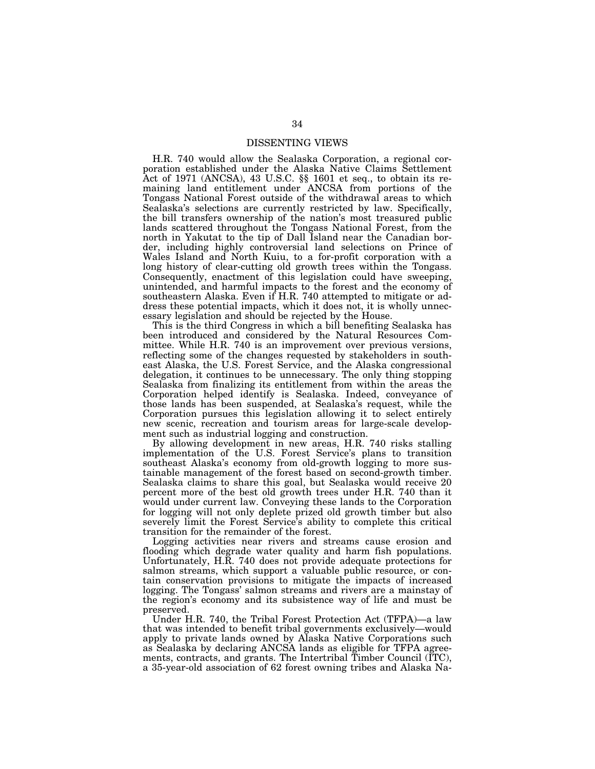## DISSENTING VIEWS

H.R. 740 would allow the Sealaska Corporation, a regional corporation established under the Alaska Native Claims Settlement Act of 1971 (ANCSA), 43 U.S.C. §§ 1601 et seq., to obtain its remaining land entitlement under ANCSA from portions of the Tongass National Forest outside of the withdrawal areas to which Sealaska's selections are currently restricted by law. Specifically, the bill transfers ownership of the nation's most treasured public lands scattered throughout the Tongass National Forest, from the north in Yakutat to the tip of Dall Island near the Canadian border, including highly controversial land selections on Prince of Wales Island and North Kuiu, to a for-profit corporation with a long history of clear-cutting old growth trees within the Tongass. Consequently, enactment of this legislation could have sweeping, unintended, and harmful impacts to the forest and the economy of southeastern Alaska. Even if H.R. 740 attempted to mitigate or address these potential impacts, which it does not, it is wholly unnecessary legislation and should be rejected by the House.

This is the third Congress in which a bill benefiting Sealaska has been introduced and considered by the Natural Resources Committee. While H.R. 740 is an improvement over previous versions, reflecting some of the changes requested by stakeholders in southeast Alaska, the U.S. Forest Service, and the Alaska congressional delegation, it continues to be unnecessary. The only thing stopping Sealaska from finalizing its entitlement from within the areas the Corporation helped identify is Sealaska. Indeed, conveyance of those lands has been suspended, at Sealaska's request, while the Corporation pursues this legislation allowing it to select entirely new scenic, recreation and tourism areas for large-scale development such as industrial logging and construction.

By allowing development in new areas, H.R. 740 risks stalling implementation of the U.S. Forest Service's plans to transition southeast Alaska's economy from old-growth logging to more sustainable management of the forest based on second-growth timber. Sealaska claims to share this goal, but Sealaska would receive 20 percent more of the best old growth trees under H.R. 740 than it would under current law. Conveying these lands to the Corporation for logging will not only deplete prized old growth timber but also severely limit the Forest Service's ability to complete this critical transition for the remainder of the forest.

Logging activities near rivers and streams cause erosion and flooding which degrade water quality and harm fish populations. Unfortunately, H.R. 740 does not provide adequate protections for salmon streams, which support a valuable public resource, or contain conservation provisions to mitigate the impacts of increased logging. The Tongass' salmon streams and rivers are a mainstay of the region's economy and its subsistence way of life and must be preserved.

Under H.R. 740, the Tribal Forest Protection Act (TFPA)—a law that was intended to benefit tribal governments exclusively—would apply to private lands owned by Alaska Native Corporations such as Sealaska by declaring ANCSA lands as eligible for TFPA agreements, contracts, and grants. The Intertribal Timber Council (ITC), a 35-year-old association of 62 forest owning tribes and Alaska Na-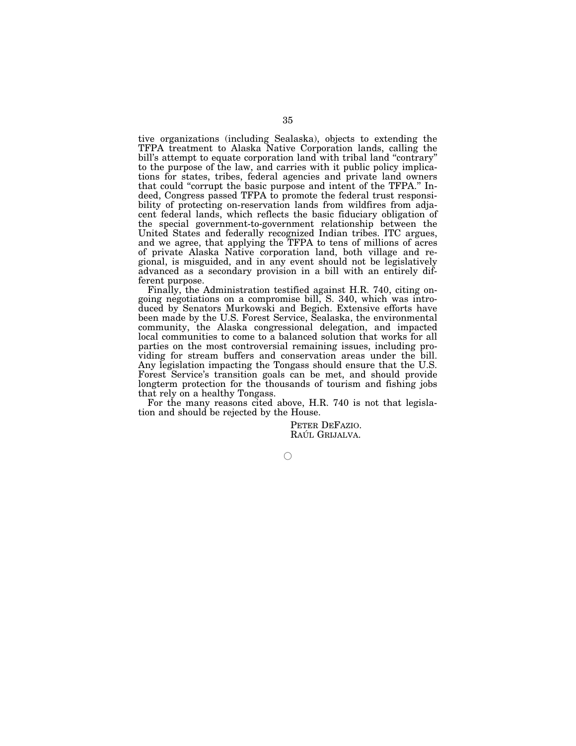tive organizations (including Sealaska), objects to extending the TFPA treatment to Alaska Native Corporation lands, calling the bill's attempt to equate corporation land with tribal land "contrary" to the purpose of the law, and carries with it public policy implications for states, tribes, federal agencies and private land owners that could "corrupt the basic purpose and intent of the TFPA." Indeed, Congress passed TFPA to promote the federal trust responsibility of protecting on-reservation lands from wildfires from adjacent federal lands, which reflects the basic fiduciary obligation of the special government-to-government relationship between the United States and federally recognized Indian tribes. ITC argues, and we agree, that applying the TFPA to tens of millions of acres of private Alaska Native corporation land, both village and regional, is misguided, and in any event should not be legislatively advanced as a secondary provision in a bill with an entirely different purpose.

Finally, the Administration testified against H.R. 740, citing ongoing negotiations on a compromise bill, S. 340, which was introduced by Senators Murkowski and Begich. Extensive efforts have been made by the U.S. Forest Service, Sealaska, the environmental community, the Alaska congressional delegation, and impacted local communities to come to a balanced solution that works for all parties on the most controversial remaining issues, including providing for stream buffers and conservation areas under the bill. Any legislation impacting the Tongass should ensure that the U.S. Forest Service's transition goals can be met, and should provide longterm protection for the thousands of tourism and fishing jobs that rely on a healthy Tongass.

For the many reasons cited above, H.R. 740 is not that legislation and should be rejected by the House.

PETER DEFAZIO.
RAÚL GRIJALVA.